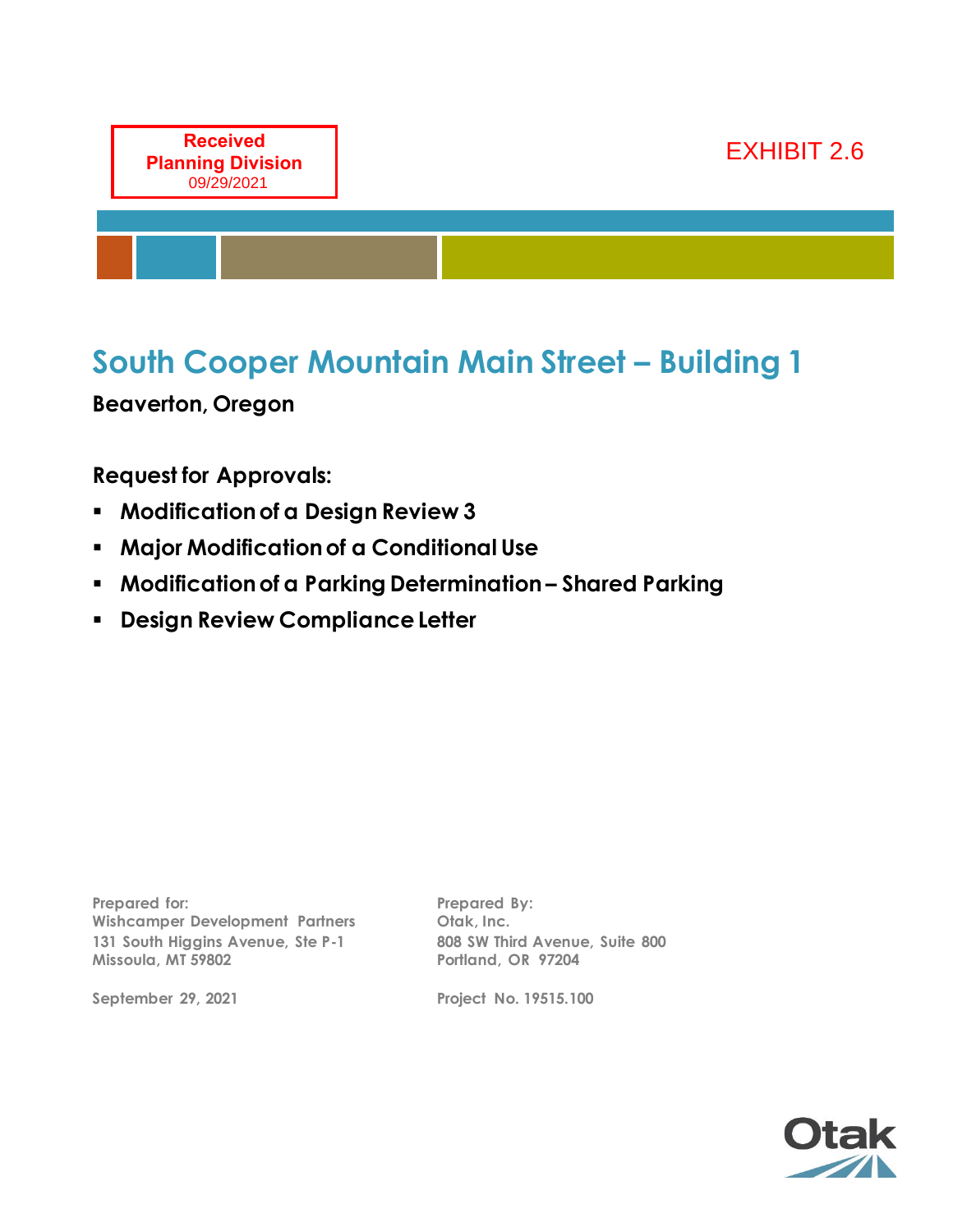Received
Planning Division
09/29/2021

EXHIBIT 2.6

# South Cooper Mountain Main Street – Building 1

**Beaverton, Oregon**

**Request for Approvals:**

- **Modification of a Design Review 3**
- **Major Modification of a Conditional Use**
- **Modification of a Parking Determination – Shared Parking**
- **Design Review Compliance Letter**

Prepared for:
Wishcamper Development Partners
131 South Higgins Avenue, Ste P-1
Missoula, MT 59802

September 29, 2021

Prepared By:
Otak, Inc.
808 SW Third Avenue, Suite 800
Portland, OR 97204

Project No. 19515.100

Otak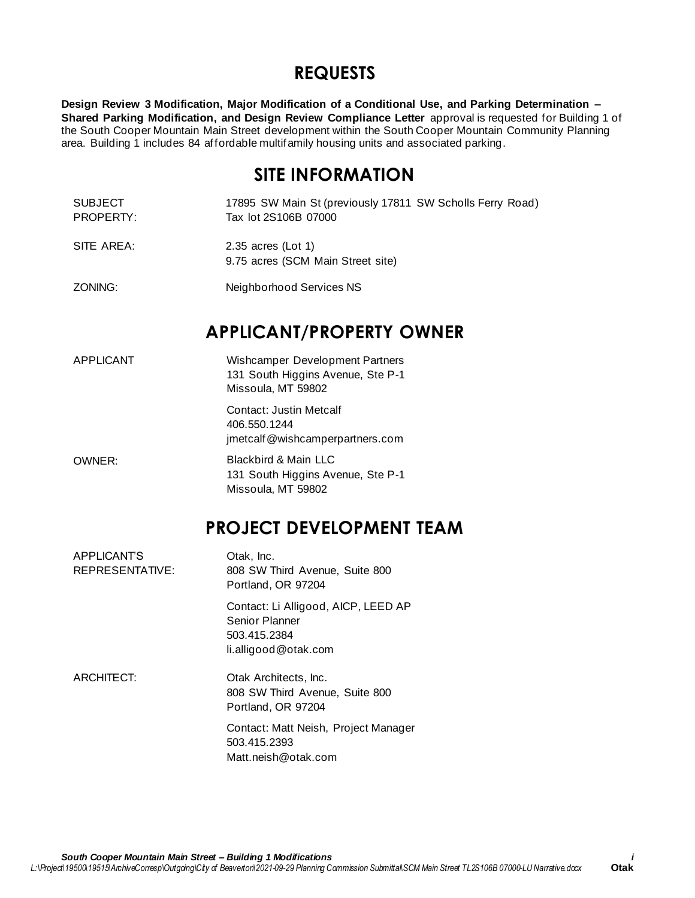# REQUESTS

**Design Review 3 Modification, Major Modification of a Conditional Use, and Parking Determination – Shared Parking Modification, and Design Review Compliance Letter** approval is requested for Building 1 of the South Cooper Mountain Main Street development within the South Cooper Mountain Community Planning area. Building 1 includes 84 affordable multifamily housing units and associated parking.

# SITE INFORMATION

| | |
|---|---|
| SUBJECT PROPERTY: | 17895 SW Main St (previously 17811 SW Scholls Ferry Road)<br>Tax lot 2S106B 07000 |
| SITE AREA: | 2.35 acres (Lot 1)<br>9.75 acres (SCM Main Street site) |
| ZONING: | Neighborhood Services NS |

# APPLICANT/PROPERTY OWNER

| | |
|---|---|
| APPLICANT | Wishcamper Development Partners<br>131 South Higgins Avenue, Ste P-1<br>Missoula, MT 59802<br><br>Contact: Justin Metcalf<br>406.550.1244<br>jmetcalf@wishcamperpartners.com |
| OWNER: | Blackbird & Main LLC<br>131 South Higgins Avenue, Ste P-1<br>Missoula, MT 59802 |

# PROJECT DEVELOPMENT TEAM

| | |
|---|---|
| APPLICANT'S REPRESENTATIVE: | Otak, Inc.<br>808 SW Third Avenue, Suite 800<br>Portland, OR 97204<br><br>Contact: Li Alligood, AICP, LEED AP<br>Senior Planner<br>503.415.2384<br>li.alligood@otak.com |
| ARCHITECT: | Otak Architects, Inc.<br>808 SW Third Avenue, Suite 800<br>Portland, OR 97204<br><br>Contact: Matt Neish, Project Manager<br>503.415.2393<br>Matt.neish@otak.com |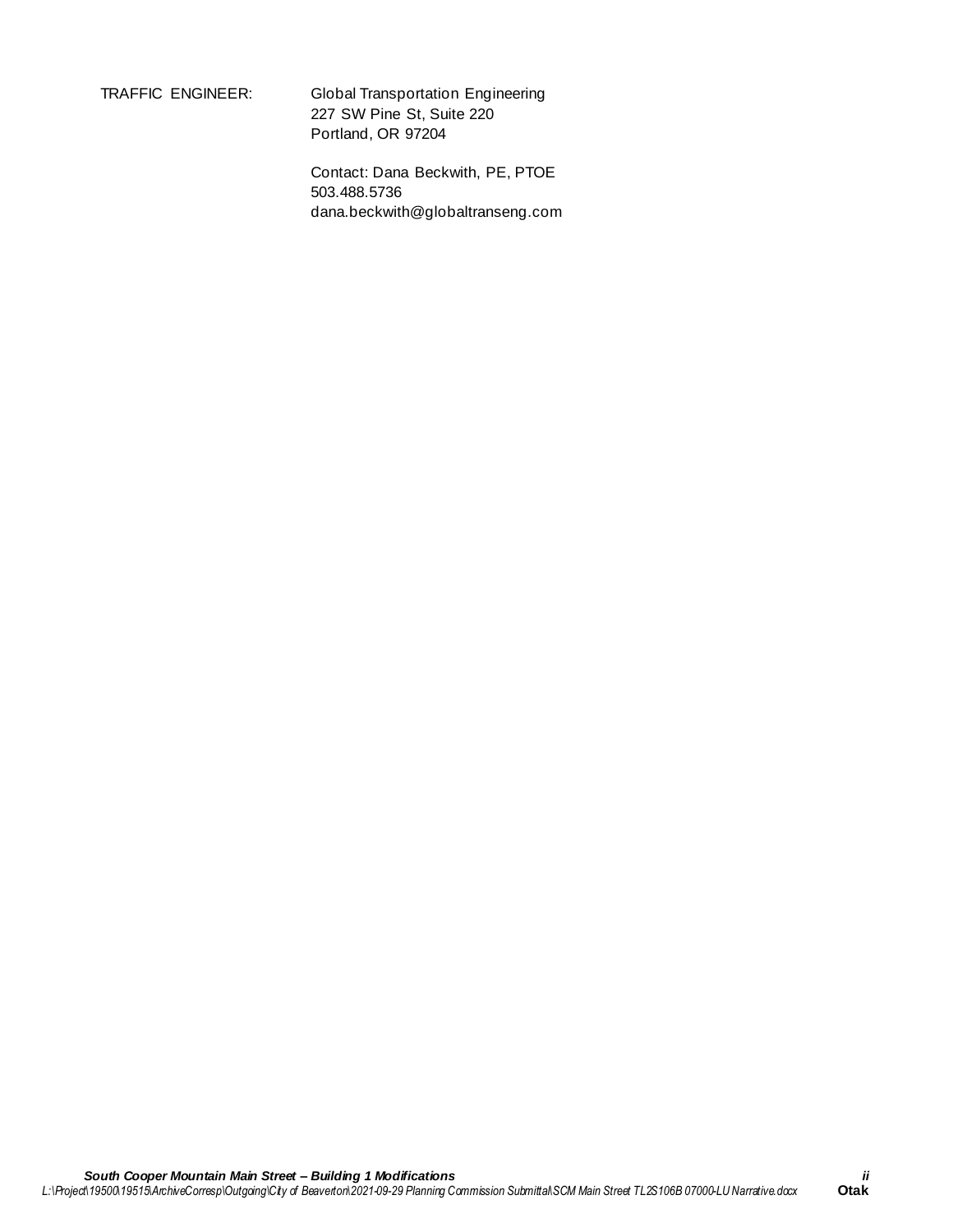TRAFFIC ENGINEER: Global Transportation Engineering
227 SW Pine St, Suite 220
Portland, OR 97204

Contact: Dana Beckwith, PE, PTOE
503.488.5736
dana.beckwith@globaltranseng.com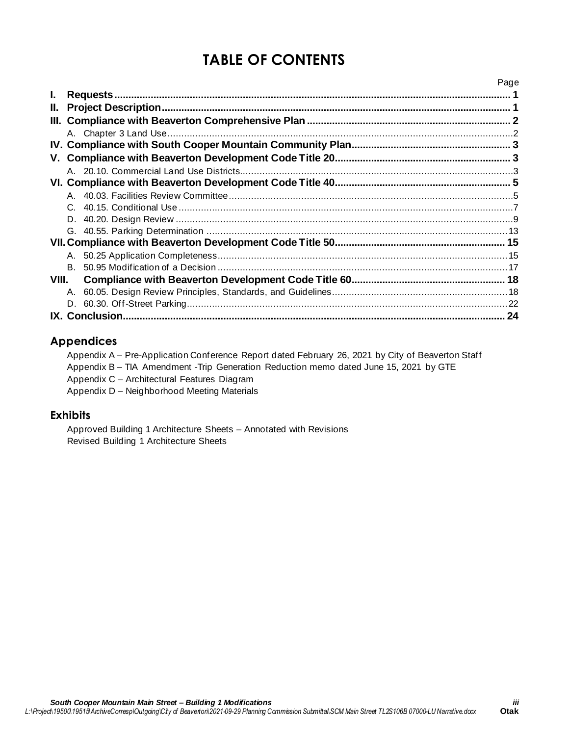# TABLE OF CONTENTS

| | Page |
|---|---|
| **I. Requests** | **1** |
| **II. Project Description** | **1** |
| **III. Compliance with Beaverton Comprehensive Plan** | **2** |
| A. Chapter 3 Land Use | 2 |
| **IV. Compliance with South Cooper Mountain Community Plan** | **3** |
| **V. Compliance with Beaverton Development Code Title 20** | **3** |
| A. 20.10. Commercial Land Use Districts | 3 |
| **VI. Compliance with Beaverton Development Code Title 40** | **5** |
| A. 40.03. Facilities Review Committee | 5 |
| C. 40.15. Conditional Use | 7 |
| D. 40.20. Design Review | 9 |
| G. 40.55. Parking Determination | 13 |
| **VII. Compliance with Beaverton Development Code Title 50** | **15** |
| A. 50.25 Application Completeness | 15 |
| B. 50.95 Modification of a Decision | 17 |
| **VIII. Compliance with Beaverton Development Code Title 60** | **18** |
| A. 60.05. Design Review Principles, Standards, and Guidelines | 18 |
| D. 60.30. Off-Street Parking | 22 |
| **IX. Conclusion** | **24** |

## Appendices

Appendix A – Pre-Application Conference Report dated February 26, 2021 by City of Beaverton Staff
Appendix B – TIA Amendment -Trip Generation Reduction memo dated June 15, 2021 by GTE
Appendix C – Architectural Features Diagram
Appendix D – Neighborhood Meeting Materials

## Exhibits

Approved Building 1 Architecture Sheets – Annotated with Revisions
Revised Building 1 Architecture Sheets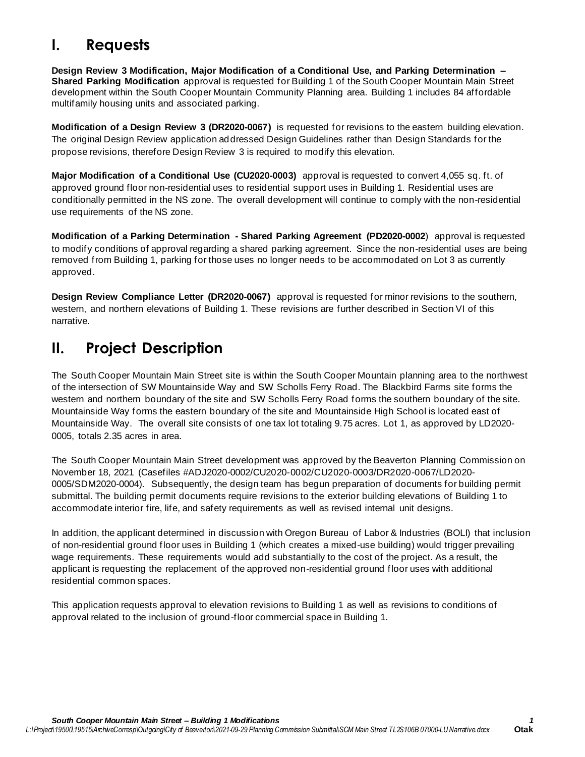# I. Requests

**Design Review 3 Modification, Major Modification of a Conditional Use, and Parking Determination – Shared Parking Modification** approval is requested for Building 1 of the South Cooper Mountain Main Street development within the South Cooper Mountain Community Planning area. Building 1 includes 84 affordable multifamily housing units and associated parking.

**Modification of a Design Review 3 (DR2020-0067)** is requested for revisions to the eastern building elevation. The original Design Review application addressed Design Guidelines rather than Design Standards for the propose revisions, therefore Design Review 3 is required to modify this elevation.

**Major Modification of a Conditional Use (CU2020-0003)** approval is requested to convert 4,055 sq. ft. of approved ground floor non-residential uses to residential support uses in Building 1. Residential uses are conditionally permitted in the NS zone. The overall development will continue to comply with the non-residential use requirements of the NS zone.

**Modification of a Parking Determination - Shared Parking Agreement (PD2020-0002**) approval is requested to modify conditions of approval regarding a shared parking agreement. Since the non-residential uses are being removed from Building 1, parking for those uses no longer needs to be accommodated on Lot 3 as currently approved.

**Design Review Compliance Letter (DR2020-0067)** approval is requested for minor revisions to the southern, western, and northern elevations of Building 1. These revisions are further described in Section VI of this narrative.

# II. Project Description

The South Cooper Mountain Main Street site is within the South Cooper Mountain planning area to the northwest of the intersection of SW Mountainside Way and SW Scholls Ferry Road. The Blackbird Farms site forms the western and northern boundary of the site and SW Scholls Ferry Road forms the southern boundary of the site. Mountainside Way forms the eastern boundary of the site and Mountainside High School is located east of Mountainside Way. The overall site consists of one tax lot totaling 9.75 acres. Lot 1, as approved by LD2020-0005, totals 2.35 acres in area.

The South Cooper Mountain Main Street development was approved by the Beaverton Planning Commission on November 18, 2021 (Casefiles #ADJ2020-0002/CU2020-0002/CU2020-0003/DR2020-0067/LD2020-0005/SDM2020-0004). Subsequently, the design team has begun preparation of documents for building permit submittal. The building permit documents require revisions to the exterior building elevations of Building 1 to accommodate interior fire, life, and safety requirements as well as revised internal unit designs.

In addition, the applicant determined in discussion with Oregon Bureau of Labor & Industries (BOLI) that inclusion of non-residential ground floor uses in Building 1 (which creates a mixed-use building) would trigger prevailing wage requirements. These requirements would add substantially to the cost of the project. As a result, the applicant is requesting the replacement of the approved non-residential ground floor uses with additional residential common spaces.

This application requests approval to elevation revisions to Building 1 as well as revisions to conditions of approval related to the inclusion of ground-floor commercial space in Building 1.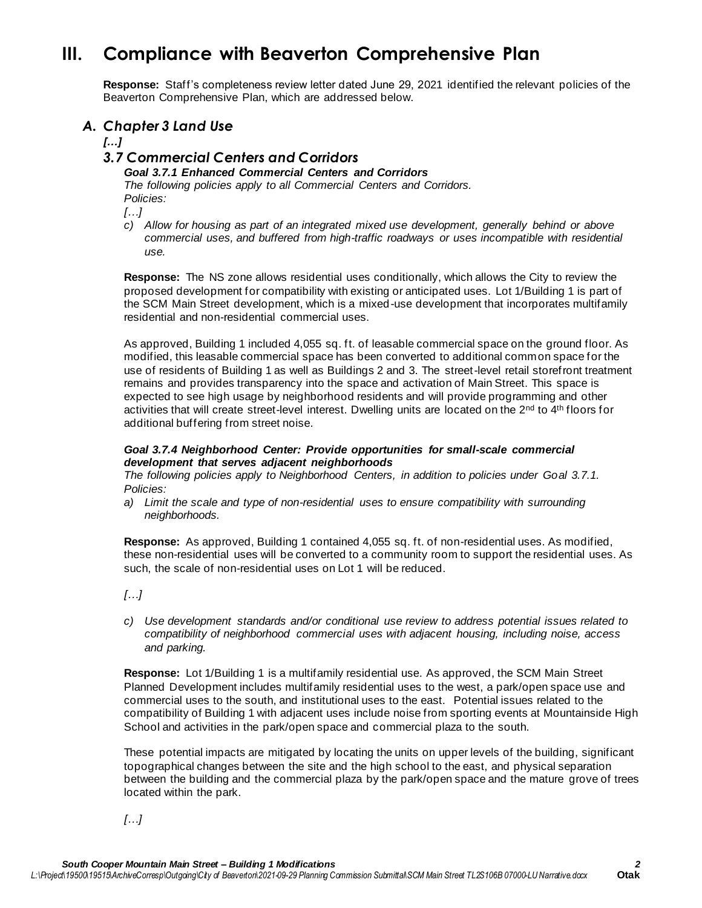# III. Compliance with Beaverton Comprehensive Plan

**Response:** Staff's completeness review letter dated June 29, 2021 identified the relevant policies of the Beaverton Comprehensive Plan, which are addressed below.

## *A. Chapter 3 Land Use*

*[…]*

### *3.7 Commercial Centers and Corridors*

***Goal 3.7.1 Enhanced Commercial Centers and Corridors***

*The following policies apply to all Commercial Centers and Corridors.*

*Policies:*

*[…]*

*c) Allow for housing as part of an integrated mixed use development, generally behind or above commercial uses, and buffered from high-traffic roadways or uses incompatible with residential use.*

**Response:** The NS zone allows residential uses conditionally, which allows the City to review the proposed development for compatibility with existing or anticipated uses. Lot 1/Building 1 is part of the SCM Main Street development, which is a mixed-use development that incorporates multifamily residential and non-residential commercial uses.

As approved, Building 1 included 4,055 sq. ft. of leasable commercial space on the ground floor. As modified, this leasable commercial space has been converted to additional common space for the use of residents of Building 1 as well as Buildings 2 and 3. The street-level retail storefront treatment remains and provides transparency into the space and activation of Main Street. This space is expected to see high usage by neighborhood residents and will provide programming and other activities that will create street-level interest. Dwelling units are located on the 2nd to 4th floors for additional buffering from street noise.

***Goal 3.7.4 Neighborhood Center: Provide opportunities for small-scale commercial development that serves adjacent neighborhoods***

*The following policies apply to Neighborhood Centers, in addition to policies under Goal 3.7.1.*

*Policies:*

*a) Limit the scale and type of non-residential uses to ensure compatibility with surrounding neighborhoods.*

**Response:** As approved, Building 1 contained 4,055 sq. ft. of non-residential uses. As modified, these non-residential uses will be converted to a community room to support the residential uses. As such, the scale of non-residential uses on Lot 1 will be reduced.

*[…]*

*c) Use development standards and/or conditional use review to address potential issues related to compatibility of neighborhood commercial uses with adjacent housing, including noise, access and parking.*

**Response:** Lot 1/Building 1 is a multifamily residential use. As approved, the SCM Main Street Planned Development includes multifamily residential uses to the west, a park/open space use and commercial uses to the south, and institutional uses to the east. Potential issues related to the compatibility of Building 1 with adjacent uses include noise from sporting events at Mountainside High School and activities in the park/open space and commercial plaza to the south.

These potential impacts are mitigated by locating the units on upper levels of the building, significant topographical changes between the site and the high school to the east, and physical separation between the building and the commercial plaza by the park/open space and the mature grove of trees located within the park.

*[…]*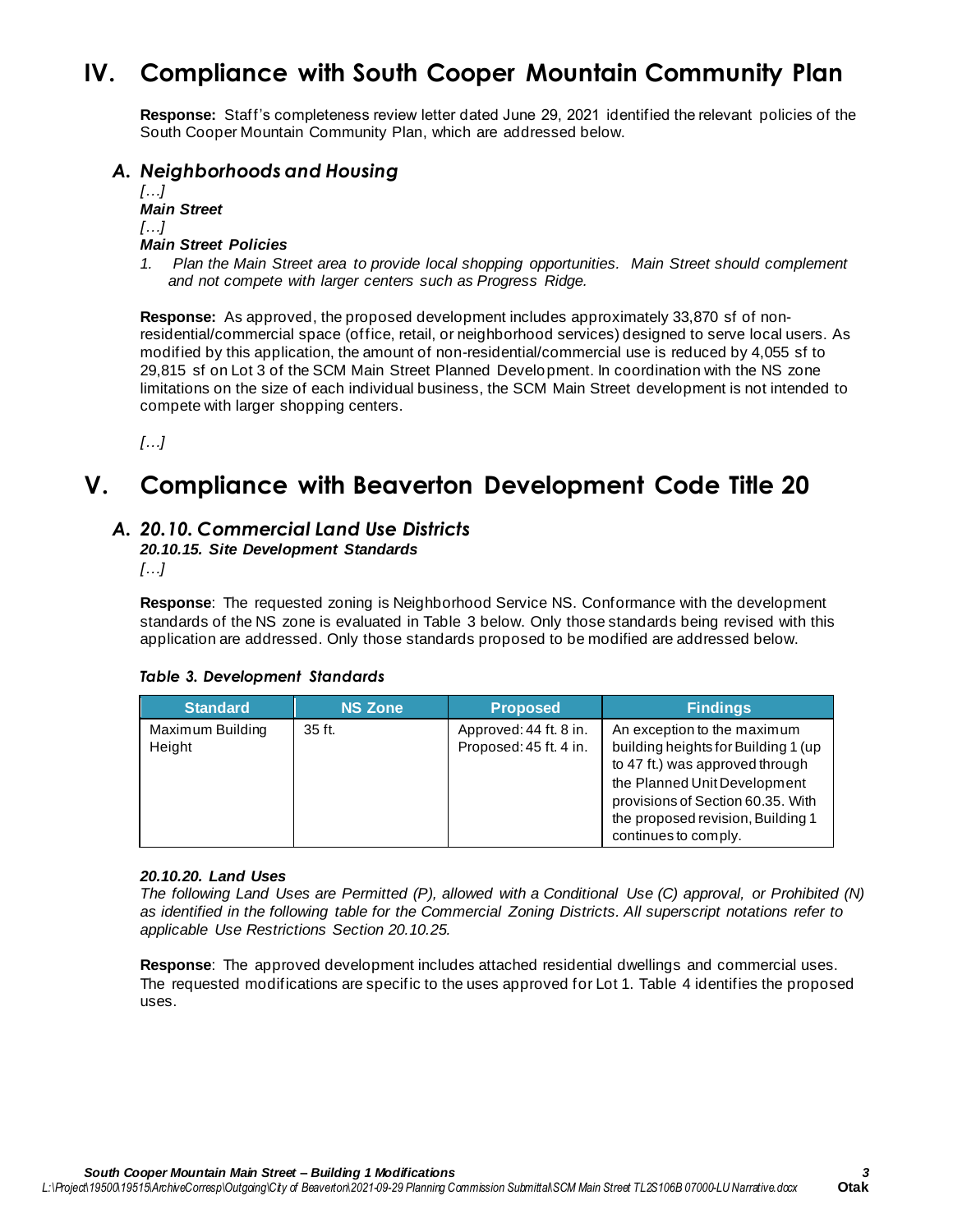# IV. Compliance with South Cooper Mountain Community Plan

**Response:** Staff's completeness review letter dated June 29, 2021 identified the relevant policies of the South Cooper Mountain Community Plan, which are addressed below.

## *A. Neighborhoods and Housing*

*[…]*

***Main Street***

*[…]*

***Main Street Policies***

1. *Plan the Main Street area to provide local shopping opportunities. Main Street should complement and not compete with larger centers such as Progress Ridge.*

**Response:** As approved, the proposed development includes approximately 33,870 sf of non-residential/commercial space (office, retail, or neighborhood services) designed to serve local users. As modified by this application, the amount of non-residential/commercial use is reduced by 4,055 sf to 29,815 sf on Lot 3 of the SCM Main Street Planned Development. In coordination with the NS zone limitations on the size of each individual business, the SCM Main Street development is not intended to compete with larger shopping centers.

*[…]*

# V. Compliance with Beaverton Development Code Title 20

## *A. 20.10. Commercial Land Use Districts*

***20.10.15. Site Development Standards***

*[…]*

**Response**: The requested zoning is Neighborhood Service NS. Conformance with the development standards of the NS zone is evaluated in Table 3 below. Only those standards being revised with this application are addressed. Only those standards proposed to be modified are addressed below.

***Table 3. Development Standards***

| Standard | NS Zone | Proposed | Findings |
|---|---|---|---|
| Maximum Building Height | 35 ft. | Approved: 44 ft. 8 in.<br>Proposed: 45 ft. 4 in. | An exception to the maximum building heights for Building 1 (up to 47 ft.) was approved through the Planned Unit Development provisions of Section 60.35. With the proposed revision, Building 1 continues to comply. |

***20.10.20. Land Uses***

*The following Land Uses are Permitted (P), allowed with a Conditional Use (C) approval, or Prohibited (N) as identified in the following table for the Commercial Zoning Districts. All superscript notations refer to applicable Use Restrictions Section 20.10.25.*

**Response**: The approved development includes attached residential dwellings and commercial uses. The requested modifications are specific to the uses approved for Lot 1. Table 4 identifies the proposed uses.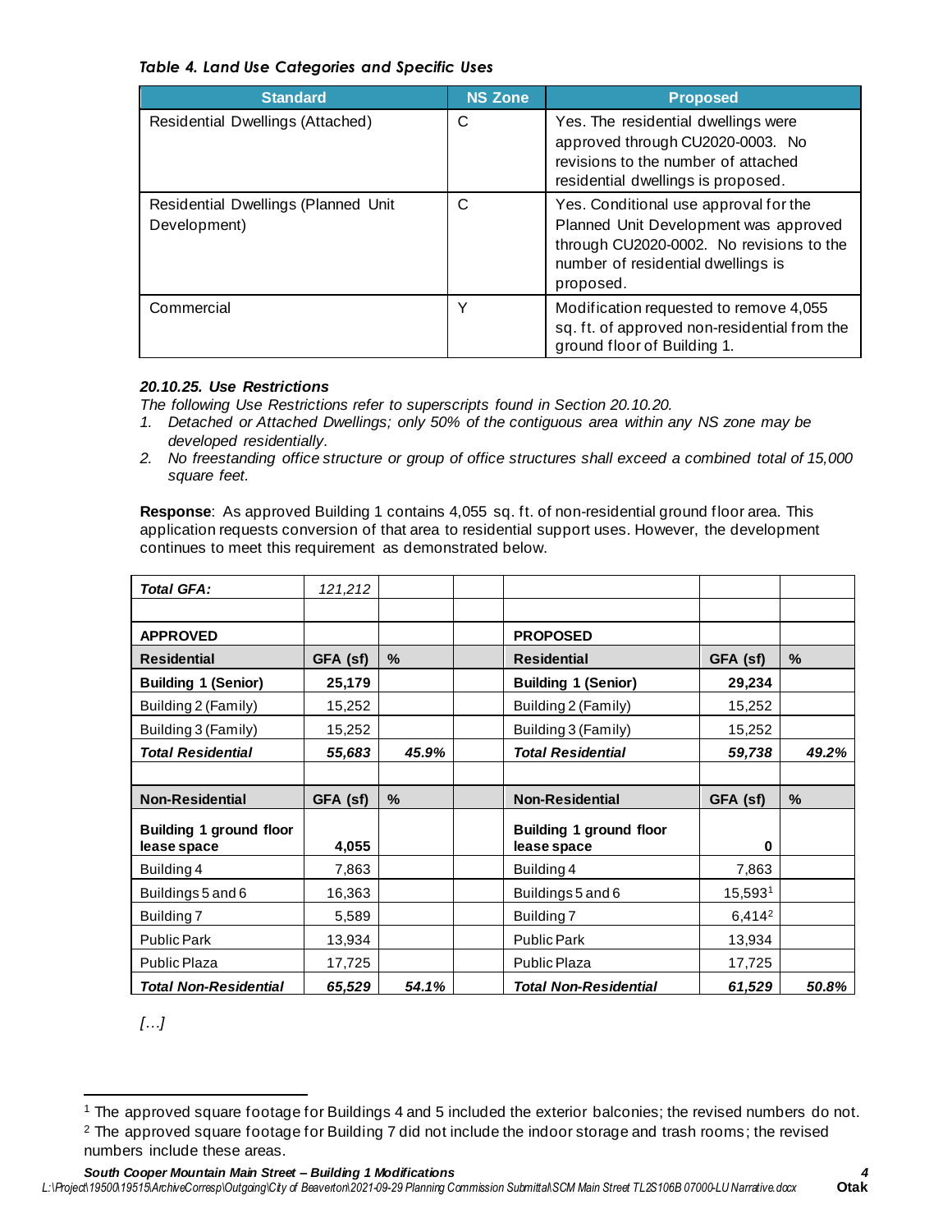*Table 4. Land Use Categories and Specific Uses*

| Standard | NS Zone | Proposed |
|---|---|---|
| Residential Dwellings (Attached) | C | Yes. The residential dwellings were approved through CU2020-0003. No revisions to the number of attached residential dwellings is proposed. |
| Residential Dwellings (Planned Unit Development) | C | Yes. Conditional use approval for the Planned Unit Development was approved through CU2020-0002. No revisions to the number of residential dwellings is proposed. |
| Commercial | Y | Modification requested to remove 4,055 sq. ft. of approved non-residential from the ground floor of Building 1. |

***20.10.25. Use Restrictions***

*The following Use Restrictions refer to superscripts found in Section 20.10.20.*

1. *Detached or Attached Dwellings; only 50% of the contiguous area within any NS zone may be developed residentially.*
2. *No freestanding office structure or group of office structures shall exceed a combined total of 15,000 square feet.*

**Response**: As approved Building 1 contains 4,055 sq. ft. of non-residential ground floor area. This application requests conversion of that area to residential support uses. However, the development continues to meet this requirement as demonstrated below.

| ***Total GFA:*** | *121,212* | | | | | |
|---|---|---|---|---|---|---|
| | | | | | | |
| **APPROVED** | | | | **PROPOSED** | | |
| **Residential** | **GFA (sf)** | **%** | | **Residential** | **GFA (sf)** | **%** |
| **Building 1 (Senior)** | **25,179** | | | **Building 1 (Senior)** | **29,234** | |
| Building 2 (Family) | 15,252 | | | Building 2 (Family) | 15,252 | |
| Building 3 (Family) | 15,252 | | | Building 3 (Family) | 15,252 | |
| ***Total Residential*** | ***55,683*** | ***45.9%*** | | ***Total Residential*** | ***59,738*** | ***49.2%*** |
| | | | | | | |
| **Non-Residential** | **GFA (sf)** | **%** | | **Non-Residential** | **GFA (sf)** | **%** |
| **Building 1 ground floor lease space** | **4,055** | | | **Building 1 ground floor lease space** | **0** | |
| Building 4 | 7,863 | | | Building 4 | 7,863 | |
| Buildings 5 and 6 | 16,363 | | | Buildings 5 and 6 | 15,593[1] | |
| Building 7 | 5,589 | | | Building 7 | 6,414[2] | |
| Public Park | 13,934 | | | Public Park | 13,934 | |
| Public Plaza | 17,725 | | | Public Plaza | 17,725 | |
| ***Total Non-Residential*** | ***65,529*** | ***54.1%*** | | ***Total Non-Residential*** | ***61,529*** | ***50.8%*** |

*[…]*

[1] The approved square footage for Buildings 4 and 5 included the exterior balconies; the revised numbers do not.

[2] The approved square footage for Building 7 did not include the indoor storage and trash rooms; the revised numbers include these areas.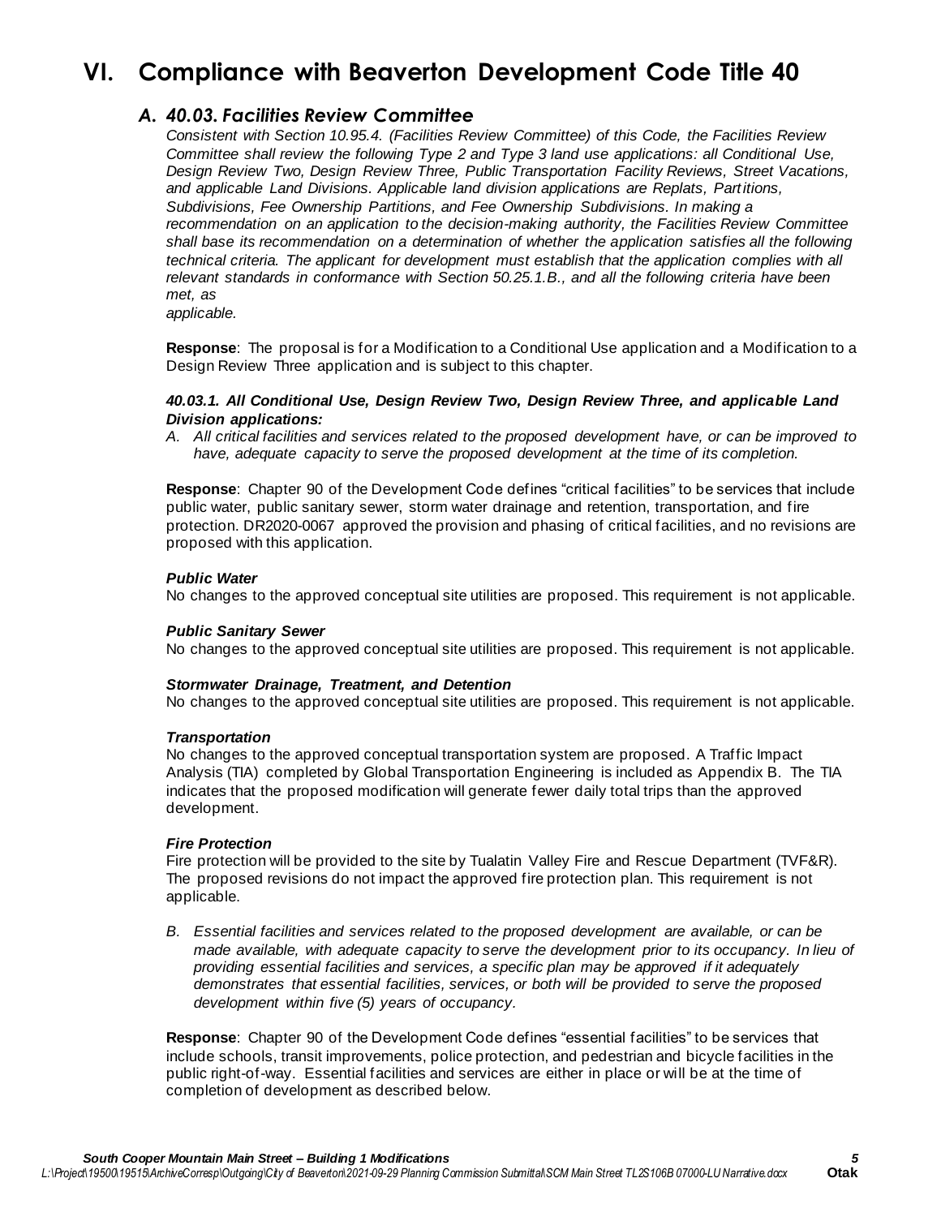# VI. Compliance with Beaverton Development Code Title 40

## *A. 40.03. Facilities Review Committee*

*Consistent with Section 10.95.4. (Facilities Review Committee) of this Code, the Facilities Review Committee shall review the following Type 2 and Type 3 land use applications: all Conditional Use, Design Review Two, Design Review Three, Public Transportation Facility Reviews, Street Vacations, and applicable Land Divisions. Applicable land division applications are Replats, Partitions, Subdivisions, Fee Ownership Partitions, and Fee Ownership Subdivisions. In making a recommendation on an application to the decision-making authority, the Facilities Review Committee shall base its recommendation on a determination of whether the application satisfies all the following technical criteria. The applicant for development must establish that the application complies with all relevant standards in conformance with Section 50.25.1.B., and all the following criteria have been met, as applicable.*

**Response**: The proposal is for a Modification to a Conditional Use application and a Modification to a Design Review Three application and is subject to this chapter.

***40.03.1. All Conditional Use, Design Review Two, Design Review Three, and applicable Land Division applications:***

*A. All critical facilities and services related to the proposed development have, or can be improved to have, adequate capacity to serve the proposed development at the time of its completion.*

**Response**: Chapter 90 of the Development Code defines "critical facilities" to be services that include public water, public sanitary sewer, storm water drainage and retention, transportation, and fire protection. DR2020-0067 approved the provision and phasing of critical facilities, and no revisions are proposed with this application.

***Public Water***

No changes to the approved conceptual site utilities are proposed. This requirement is not applicable.

***Public Sanitary Sewer***

No changes to the approved conceptual site utilities are proposed. This requirement is not applicable.

***Stormwater Drainage, Treatment, and Detention***

No changes to the approved conceptual site utilities are proposed. This requirement is not applicable.

***Transportation***

No changes to the approved conceptual transportation system are proposed. A Traffic Impact Analysis (TIA) completed by Global Transportation Engineering is included as Appendix B. The TIA indicates that the proposed modification will generate fewer daily total trips than the approved development.

***Fire Protection***

Fire protection will be provided to the site by Tualatin Valley Fire and Rescue Department (TVF&R). The proposed revisions do not impact the approved fire protection plan. This requirement is not applicable.

*B. Essential facilities and services related to the proposed development are available, or can be made available, with adequate capacity to serve the development prior to its occupancy. In lieu of providing essential facilities and services, a specific plan may be approved if it adequately demonstrates that essential facilities, services, or both will be provided to serve the proposed development within five (5) years of occupancy.*

**Response**: Chapter 90 of the Development Code defines "essential facilities" to be services that include schools, transit improvements, police protection, and pedestrian and bicycle facilities in the public right-of-way. Essential facilities and services are either in place or will be at the time of completion of development as described below.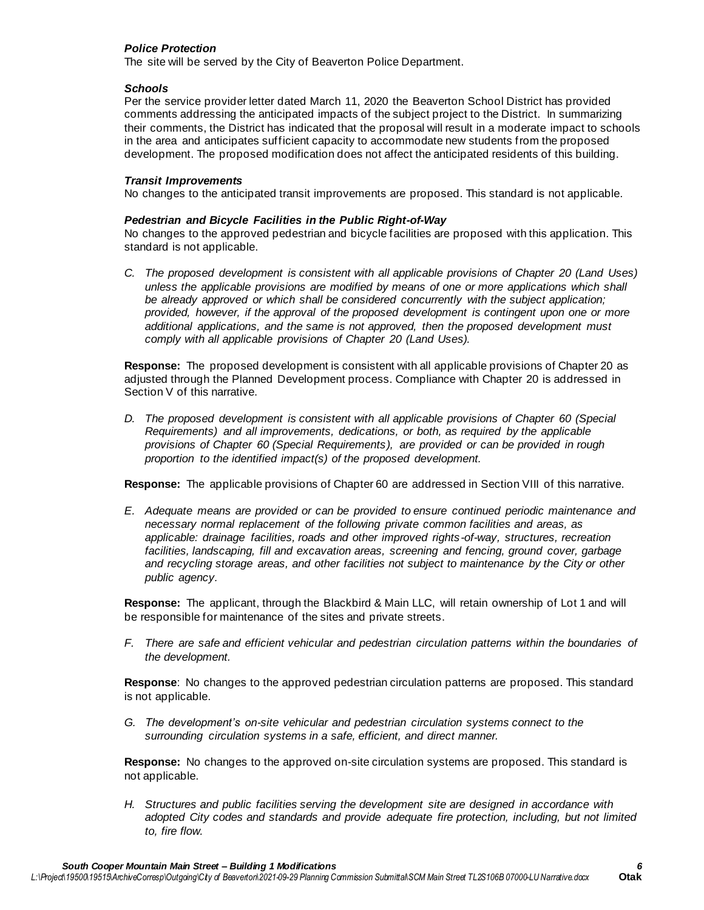***Police Protection***
The site will be served by the City of Beaverton Police Department.

***Schools***
Per the service provider letter dated March 11, 2020 the Beaverton School District has provided comments addressing the anticipated impacts of the subject project to the District. In summarizing their comments, the District has indicated that the proposal will result in a moderate impact to schools in the area and anticipates sufficient capacity to accommodate new students from the proposed development. The proposed modification does not affect the anticipated residents of this building.

***Transit Improvements***
No changes to the anticipated transit improvements are proposed. This standard is not applicable.

***Pedestrian and Bicycle Facilities in the Public Right-of-Way***
No changes to the approved pedestrian and bicycle facilities are proposed with this application. This standard is not applicable.

*C. The proposed development is consistent with all applicable provisions of Chapter 20 (Land Uses) unless the applicable provisions are modified by means of one or more applications which shall be already approved or which shall be considered concurrently with the subject application; provided, however, if the approval of the proposed development is contingent upon one or more additional applications, and the same is not approved, then the proposed development must comply with all applicable provisions of Chapter 20 (Land Uses).*

**Response:** The proposed development is consistent with all applicable provisions of Chapter 20 as adjusted through the Planned Development process. Compliance with Chapter 20 is addressed in Section V of this narrative.

*D. The proposed development is consistent with all applicable provisions of Chapter 60 (Special Requirements) and all improvements, dedications, or both, as required by the applicable provisions of Chapter 60 (Special Requirements), are provided or can be provided in rough proportion to the identified impact(s) of the proposed development.*

**Response:** The applicable provisions of Chapter 60 are addressed in Section VIII of this narrative.

*E. Adequate means are provided or can be provided to ensure continued periodic maintenance and necessary normal replacement of the following private common facilities and areas, as applicable: drainage facilities, roads and other improved rights-of-way, structures, recreation facilities, landscaping, fill and excavation areas, screening and fencing, ground cover, garbage and recycling storage areas, and other facilities not subject to maintenance by the City or other public agency.*

**Response:** The applicant, through the Blackbird & Main LLC, will retain ownership of Lot 1 and will be responsible for maintenance of the sites and private streets.

*F. There are safe and efficient vehicular and pedestrian circulation patterns within the boundaries of the development.*

**Response**: No changes to the approved pedestrian circulation patterns are proposed. This standard is not applicable.

*G. The development's on-site vehicular and pedestrian circulation systems connect to the surrounding circulation systems in a safe, efficient, and direct manner.*

**Response:** No changes to the approved on-site circulation systems are proposed. This standard is not applicable.

*H. Structures and public facilities serving the development site are designed in accordance with adopted City codes and standards and provide adequate fire protection, including, but not limited to, fire flow.*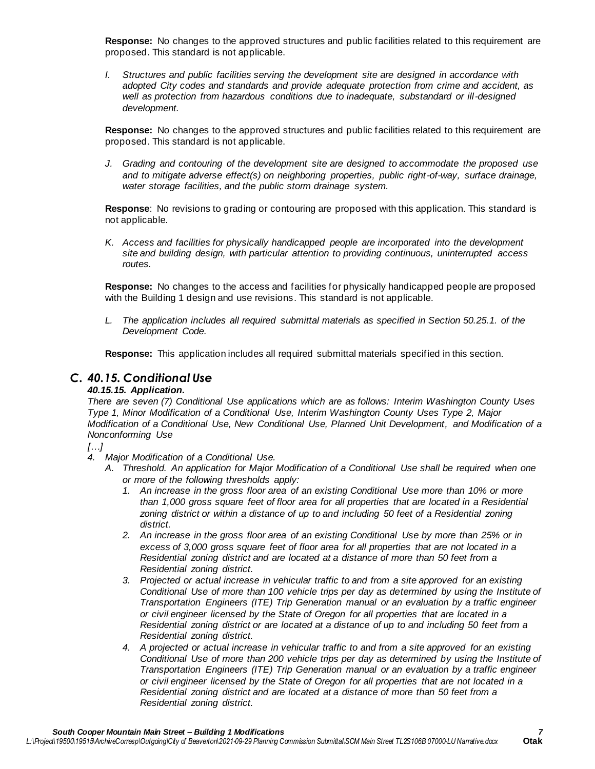**Response:** No changes to the approved structures and public facilities related to this requirement are proposed. This standard is not applicable.

*I. Structures and public facilities serving the development site are designed in accordance with adopted City codes and standards and provide adequate protection from crime and accident, as well as protection from hazardous conditions due to inadequate, substandard or ill-designed development.*

**Response:** No changes to the approved structures and public facilities related to this requirement are proposed. This standard is not applicable.

*J. Grading and contouring of the development site are designed to accommodate the proposed use and to mitigate adverse effect(s) on neighboring properties, public right-of-way, surface drainage, water storage facilities, and the public storm drainage system.*

**Response**: No revisions to grading or contouring are proposed with this application. This standard is not applicable.

*K. Access and facilities for physically handicapped people are incorporated into the development site and building design, with particular attention to providing continuous, uninterrupted access routes.*

**Response:** No changes to the access and facilities for physically handicapped people are proposed with the Building 1 design and use revisions. This standard is not applicable.

*L. The application includes all required submittal materials as specified in Section 50.25.1. of the Development Code.*

**Response:** This application includes all required submittal materials specified in this section.

## *C. 40.15. Conditional Use*

***40.15.15. Application.***

*There are seven (7) Conditional Use applications which are as follows: Interim Washington County Uses Type 1, Minor Modification of a Conditional Use, Interim Washington County Uses Type 2, Major Modification of a Conditional Use, New Conditional Use, Planned Unit Development, and Modification of a Nonconforming Use*

*[…]*

*4. Major Modification of a Conditional Use.*

*A. Threshold. An application for Major Modification of a Conditional Use shall be required when one or more of the following thresholds apply:*

*1. An increase in the gross floor area of an existing Conditional Use more than 10% or more than 1,000 gross square feet of floor area for all properties that are located in a Residential zoning district or within a distance of up to and including 50 feet of a Residential zoning district.*

*2. An increase in the gross floor area of an existing Conditional Use by more than 25% or in excess of 3,000 gross square feet of floor area for all properties that are not located in a Residential zoning district and are located at a distance of more than 50 feet from a Residential zoning district.*

*3. Projected or actual increase in vehicular traffic to and from a site approved for an existing Conditional Use of more than 100 vehicle trips per day as determined by using the Institute of Transportation Engineers (ITE) Trip Generation manual or an evaluation by a traffic engineer or civil engineer licensed by the State of Oregon for all properties that are located in a Residential zoning district or are located at a distance of up to and including 50 feet from a Residential zoning district.*

*4. A projected or actual increase in vehicular traffic to and from a site approved for an existing Conditional Use of more than 200 vehicle trips per day as determined by using the Institute of Transportation Engineers (ITE) Trip Generation manual or an evaluation by a traffic engineer or civil engineer licensed by the State of Oregon for all properties that are not located in a Residential zoning district and are located at a distance of more than 50 feet from a Residential zoning district.*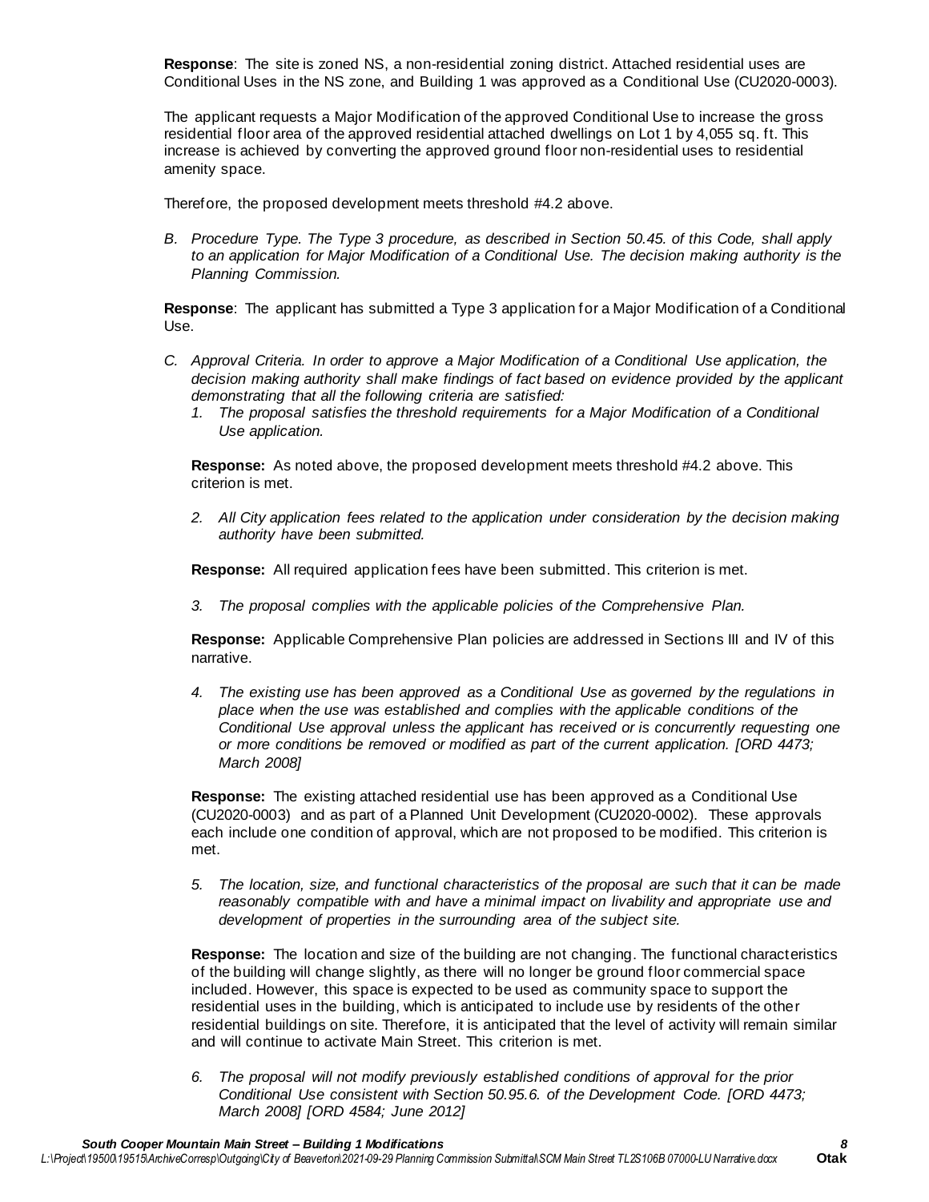**Response**: The site is zoned NS, a non-residential zoning district. Attached residential uses are Conditional Uses in the NS zone, and Building 1 was approved as a Conditional Use (CU2020-0003).

The applicant requests a Major Modification of the approved Conditional Use to increase the gross residential floor area of the approved residential attached dwellings on Lot 1 by 4,055 sq. ft. This increase is achieved by converting the approved ground floor non-residential uses to residential amenity space.

Therefore, the proposed development meets threshold #4.2 above.

*B. Procedure Type. The Type 3 procedure, as described in Section 50.45. of this Code, shall apply to an application for Major Modification of a Conditional Use. The decision making authority is the Planning Commission.*

**Response**: The applicant has submitted a Type 3 application for a Major Modification of a Conditional Use.

*C. Approval Criteria. In order to approve a Major Modification of a Conditional Use application, the decision making authority shall make findings of fact based on evidence provided by the applicant demonstrating that all the following criteria are satisfied:*

*1. The proposal satisfies the threshold requirements for a Major Modification of a Conditional Use application.*

**Response:** As noted above, the proposed development meets threshold #4.2 above. This criterion is met.

*2. All City application fees related to the application under consideration by the decision making authority have been submitted.*

**Response:** All required application fees have been submitted. This criterion is met.

*3. The proposal complies with the applicable policies of the Comprehensive Plan.*

**Response:** Applicable Comprehensive Plan policies are addressed in Sections III and IV of this narrative.

*4. The existing use has been approved as a Conditional Use as governed by the regulations in place when the use was established and complies with the applicable conditions of the Conditional Use approval unless the applicant has received or is concurrently requesting one or more conditions be removed or modified as part of the current application. [ORD 4473; March 2008]*

**Response:** The existing attached residential use has been approved as a Conditional Use (CU2020-0003) and as part of a Planned Unit Development (CU2020-0002). These approvals each include one condition of approval, which are not proposed to be modified. This criterion is met.

*5. The location, size, and functional characteristics of the proposal are such that it can be made reasonably compatible with and have a minimal impact on livability and appropriate use and development of properties in the surrounding area of the subject site.*

**Response:** The location and size of the building are not changing. The functional characteristics of the building will change slightly, as there will no longer be ground floor commercial space included. However, this space is expected to be used as community space to support the residential uses in the building, which is anticipated to include use by residents of the other residential buildings on site. Therefore, it is anticipated that the level of activity will remain similar and will continue to activate Main Street. This criterion is met.

*6. The proposal will not modify previously established conditions of approval for the prior Conditional Use consistent with Section 50.95.6. of the Development Code. [ORD 4473; March 2008] [ORD 4584; June 2012]*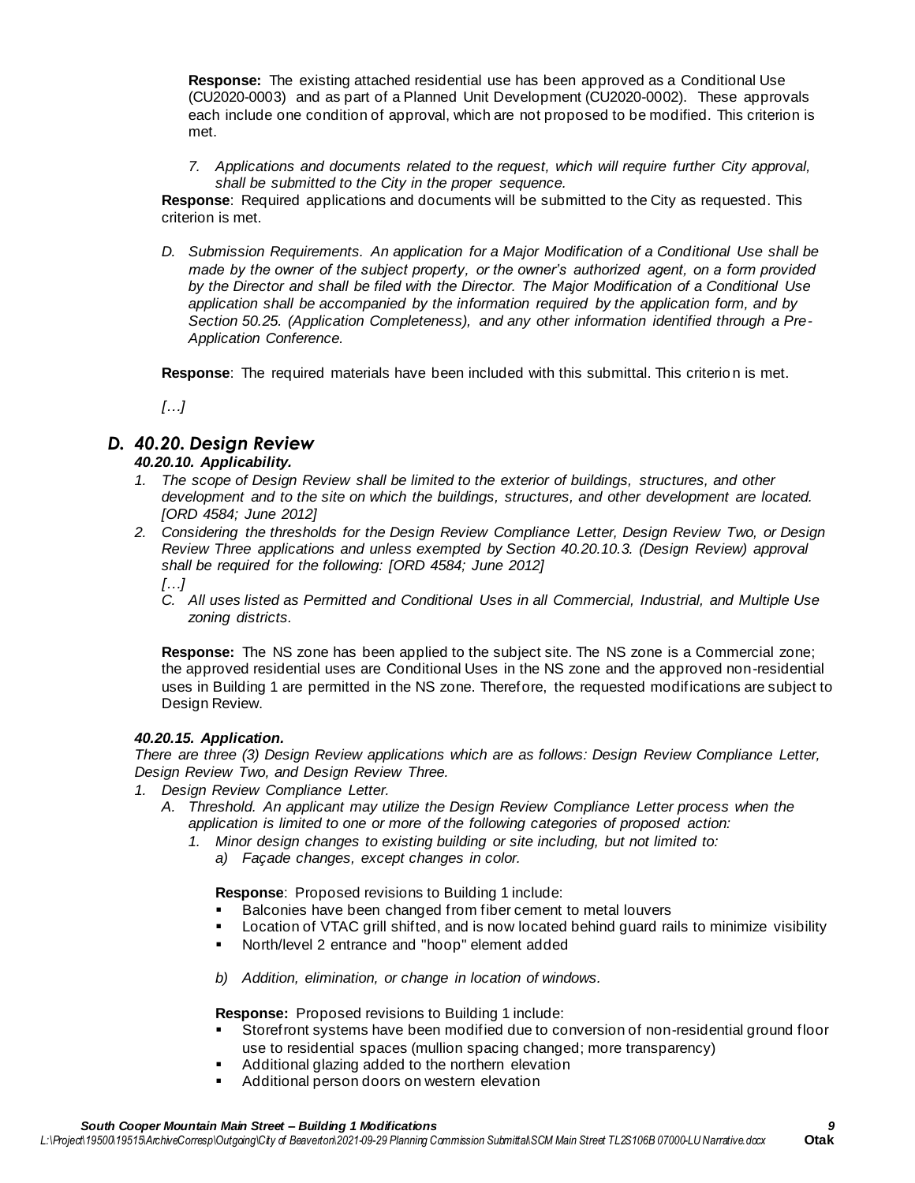**Response:** The existing attached residential use has been approved as a Conditional Use (CU2020-0003) and as part of a Planned Unit Development (CU2020-0002). These approvals each include one condition of approval, which are not proposed to be modified. This criterion is met.

*7. Applications and documents related to the request, which will require further City approval, shall be submitted to the City in the proper sequence.*

**Response**: Required applications and documents will be submitted to the City as requested. This criterion is met.

*D. Submission Requirements. An application for a Major Modification of a Conditional Use shall be made by the owner of the subject property, or the owner's authorized agent, on a form provided by the Director and shall be filed with the Director. The Major Modification of a Conditional Use application shall be accompanied by the information required by the application form, and by Section 50.25. (Application Completeness), and any other information identified through a Pre-Application Conference.*

**Response**: The required materials have been included with this submittal. This criterion is met.

*[…]*

## *D. 40.20. Design Review*

### *40.20.10. Applicability.*

1. *The scope of Design Review shall be limited to the exterior of buildings, structures, and other development and to the site on which the buildings, structures, and other development are located. [ORD 4584; June 2012]*
2. *Considering the thresholds for the Design Review Compliance Letter, Design Review Two, or Design Review Three applications and unless exempted by Section 40.20.10.3. (Design Review) approval shall be required for the following: [ORD 4584; June 2012]*

   *[…]*

   *C. All uses listed as Permitted and Conditional Uses in all Commercial, Industrial, and Multiple Use zoning districts.*

**Response:** The NS zone has been applied to the subject site. The NS zone is a Commercial zone; the approved residential uses are Conditional Uses in the NS zone and the approved non-residential uses in Building 1 are permitted in the NS zone. Therefore, the requested modifications are subject to Design Review.

### *40.20.15. Application.*

*There are three (3) Design Review applications which are as follows: Design Review Compliance Letter, Design Review Two, and Design Review Three.*

1. *Design Review Compliance Letter.*
   - *A. Threshold. An applicant may utilize the Design Review Compliance Letter process when the application is limited to one or more of the following categories of proposed action:*
     - *1. Minor design changes to existing building or site including, but not limited to:*
       - *a) Façade changes, except changes in color.*

**Response**: Proposed revisions to Building 1 include:

- Balconies have been changed from fiber cement to metal louvers
- Location of VTAC grill shifted, and is now located behind guard rails to minimize visibility
- North/level 2 entrance and "hoop" element added

*b) Addition, elimination, or change in location of windows.*

**Response:** Proposed revisions to Building 1 include:

- Storefront systems have been modified due to conversion of non-residential ground floor use to residential spaces (mullion spacing changed; more transparency)
- Additional glazing added to the northern elevation
- Additional person doors on western elevation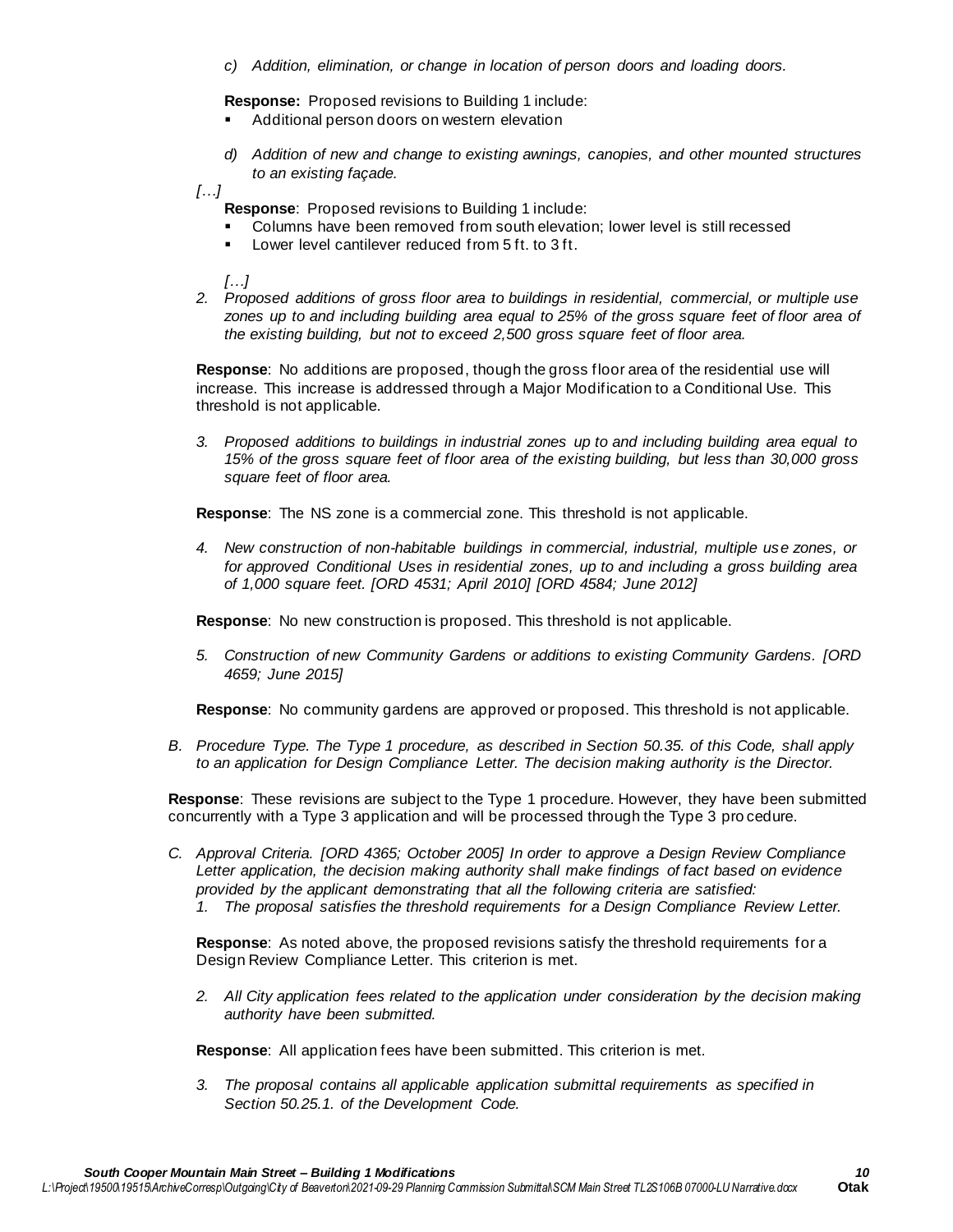*c) Addition, elimination, or change in location of person doors and loading doors.*

**Response:** Proposed revisions to Building 1 include:

- Additional person doors on western elevation

*d) Addition of new and change to existing awnings, canopies, and other mounted structures to an existing façade.*

*[…]*

**Response**: Proposed revisions to Building 1 include:

- Columns have been removed from south elevation; lower level is still recessed
- Lower level cantilever reduced from 5 ft. to 3 ft.

*[…]*

*2. Proposed additions of gross floor area to buildings in residential, commercial, or multiple use zones up to and including building area equal to 25% of the gross square feet of floor area of the existing building, but not to exceed 2,500 gross square feet of floor area.*

**Response**: No additions are proposed, though the gross floor area of the residential use will increase. This increase is addressed through a Major Modification to a Conditional Use. This threshold is not applicable.

*3. Proposed additions to buildings in industrial zones up to and including building area equal to 15% of the gross square feet of floor area of the existing building, but less than 30,000 gross square feet of floor area.*

**Response**: The NS zone is a commercial zone. This threshold is not applicable.

*4. New construction of non-habitable buildings in commercial, industrial, multiple use zones, or for approved Conditional Uses in residential zones, up to and including a gross building area of 1,000 square feet. [ORD 4531; April 2010] [ORD 4584; June 2012]*

**Response**: No new construction is proposed. This threshold is not applicable.

*5. Construction of new Community Gardens or additions to existing Community Gardens. [ORD 4659; June 2015]*

**Response**: No community gardens are approved or proposed. This threshold is not applicable.

*B. Procedure Type. The Type 1 procedure, as described in Section 50.35. of this Code, shall apply to an application for Design Compliance Letter. The decision making authority is the Director.*

**Response**: These revisions are subject to the Type 1 procedure. However, they have been submitted concurrently with a Type 3 application and will be processed through the Type 3 procedure.

*C. Approval Criteria. [ORD 4365; October 2005] In order to approve a Design Review Compliance Letter application, the decision making authority shall make findings of fact based on evidence provided by the applicant demonstrating that all the following criteria are satisfied:*

*1. The proposal satisfies the threshold requirements for a Design Compliance Review Letter.*

**Response**: As noted above, the proposed revisions satisfy the threshold requirements for a Design Review Compliance Letter. This criterion is met.

*2. All City application fees related to the application under consideration by the decision making authority have been submitted.*

**Response**: All application fees have been submitted. This criterion is met.

*3. The proposal contains all applicable application submittal requirements as specified in Section 50.25.1. of the Development Code.*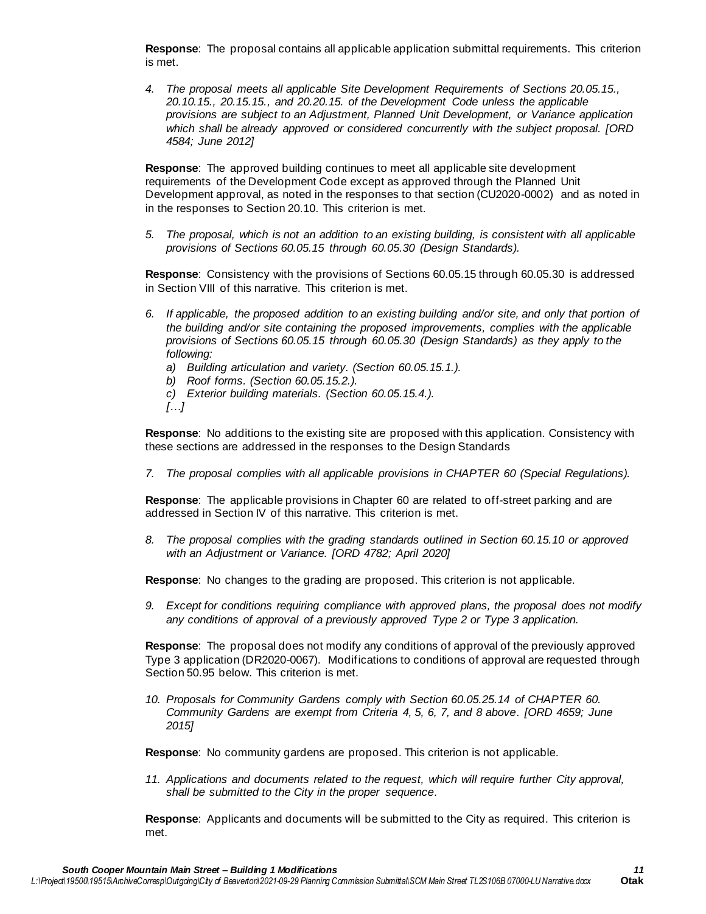**Response**: The proposal contains all applicable application submittal requirements. This criterion is met.

4. *The proposal meets all applicable Site Development Requirements of Sections 20.05.15., 20.10.15., 20.15.15., and 20.20.15. of the Development Code unless the applicable provisions are subject to an Adjustment, Planned Unit Development, or Variance application which shall be already approved or considered concurrently with the subject proposal. [ORD 4584; June 2012]*

**Response**: The approved building continues to meet all applicable site development requirements of the Development Code except as approved through the Planned Unit Development approval, as noted in the responses to that section (CU2020-0002) and as noted in in the responses to Section 20.10. This criterion is met.

5. *The proposal, which is not an addition to an existing building, is consistent with all applicable provisions of Sections 60.05.15 through 60.05.30 (Design Standards).*

**Response**: Consistency with the provisions of Sections 60.05.15 through 60.05.30 is addressed in Section VIII of this narrative. This criterion is met.

6. *If applicable, the proposed addition to an existing building and/or site, and only that portion of the building and/or site containing the proposed improvements, complies with the applicable provisions of Sections 60.05.15 through 60.05.30 (Design Standards) as they apply to the following:*
   - *a) Building articulation and variety. (Section 60.05.15.1.).*
   - *b) Roof forms. (Section 60.05.15.2.).*
   - *c) Exterior building materials. (Section 60.05.15.4.).*

   *[…]*

**Response**: No additions to the existing site are proposed with this application. Consistency with these sections are addressed in the responses to the Design Standards

7. *The proposal complies with all applicable provisions in CHAPTER 60 (Special Regulations).*

**Response**: The applicable provisions in Chapter 60 are related to off-street parking and are addressed in Section IV of this narrative. This criterion is met.

8. *The proposal complies with the grading standards outlined in Section 60.15.10 or approved with an Adjustment or Variance. [ORD 4782; April 2020]*

**Response**: No changes to the grading are proposed. This criterion is not applicable.

9. *Except for conditions requiring compliance with approved plans, the proposal does not modify any conditions of approval of a previously approved Type 2 or Type 3 application.*

**Response**: The proposal does not modify any conditions of approval of the previously approved Type 3 application (DR2020-0067). Modifications to conditions of approval are requested through Section 50.95 below. This criterion is met.

10. *Proposals for Community Gardens comply with Section 60.05.25.14 of CHAPTER 60. Community Gardens are exempt from Criteria 4, 5, 6, 7, and 8 above. [ORD 4659; June 2015]*

**Response**: No community gardens are proposed. This criterion is not applicable.

11. *Applications and documents related to the request, which will require further City approval, shall be submitted to the City in the proper sequence.*

**Response**: Applicants and documents will be submitted to the City as required. This criterion is met.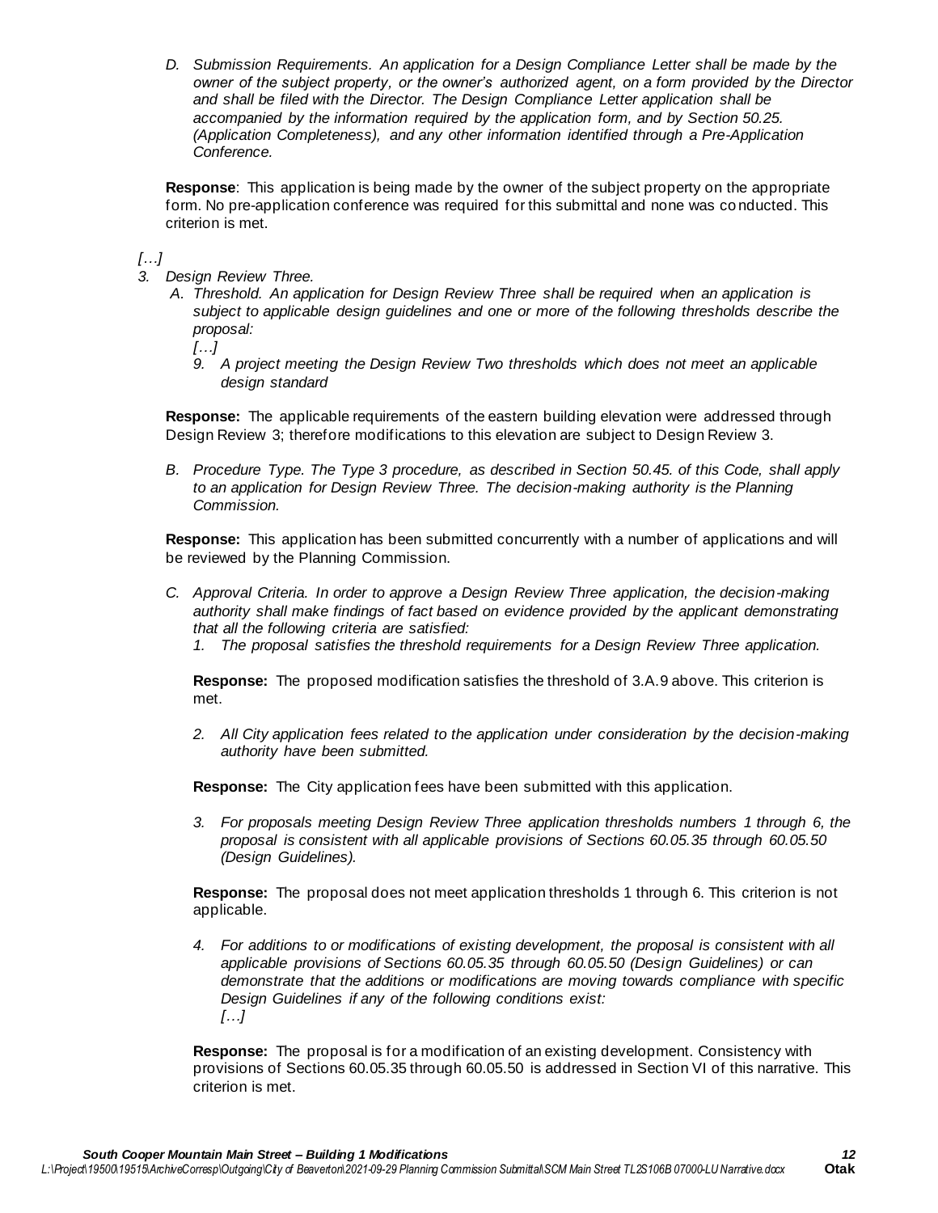*D. Submission Requirements. An application for a Design Compliance Letter shall be made by the owner of the subject property, or the owner's authorized agent, on a form provided by the Director and shall be filed with the Director. The Design Compliance Letter application shall be accompanied by the information required by the application form, and by Section 50.25. (Application Completeness), and any other information identified through a Pre-Application Conference.*

**Response**: This application is being made by the owner of the subject property on the appropriate form. No pre-application conference was required for this submittal and none was conducted. This criterion is met.

*[…]*

*3. Design Review Three.*

*A. Threshold. An application for Design Review Three shall be required when an application is subject to applicable design guidelines and one or more of the following thresholds describe the proposal:*

*[…]*

*9. A project meeting the Design Review Two thresholds which does not meet an applicable design standard*

**Response:** The applicable requirements of the eastern building elevation were addressed through Design Review 3; therefore modifications to this elevation are subject to Design Review 3.

*B. Procedure Type. The Type 3 procedure, as described in Section 50.45. of this Code, shall apply to an application for Design Review Three. The decision-making authority is the Planning Commission.*

**Response:** This application has been submitted concurrently with a number of applications and will be reviewed by the Planning Commission.

*C. Approval Criteria. In order to approve a Design Review Three application, the decision-making authority shall make findings of fact based on evidence provided by the applicant demonstrating that all the following criteria are satisfied:*

*1. The proposal satisfies the threshold requirements for a Design Review Three application.*

**Response:** The proposed modification satisfies the threshold of 3.A.9 above. This criterion is met.

*2. All City application fees related to the application under consideration by the decision-making authority have been submitted.*

**Response:** The City application fees have been submitted with this application.

*3. For proposals meeting Design Review Three application thresholds numbers 1 through 6, the proposal is consistent with all applicable provisions of Sections 60.05.35 through 60.05.50 (Design Guidelines).*

**Response:** The proposal does not meet application thresholds 1 through 6. This criterion is not applicable.

*4. For additions to or modifications of existing development, the proposal is consistent with all applicable provisions of Sections 60.05.35 through 60.05.50 (Design Guidelines) or can demonstrate that the additions or modifications are moving towards compliance with specific Design Guidelines if any of the following conditions exist:*

*[…]*

**Response:** The proposal is for a modification of an existing development. Consistency with provisions of Sections 60.05.35 through 60.05.50 is addressed in Section VI of this narrative. This criterion is met.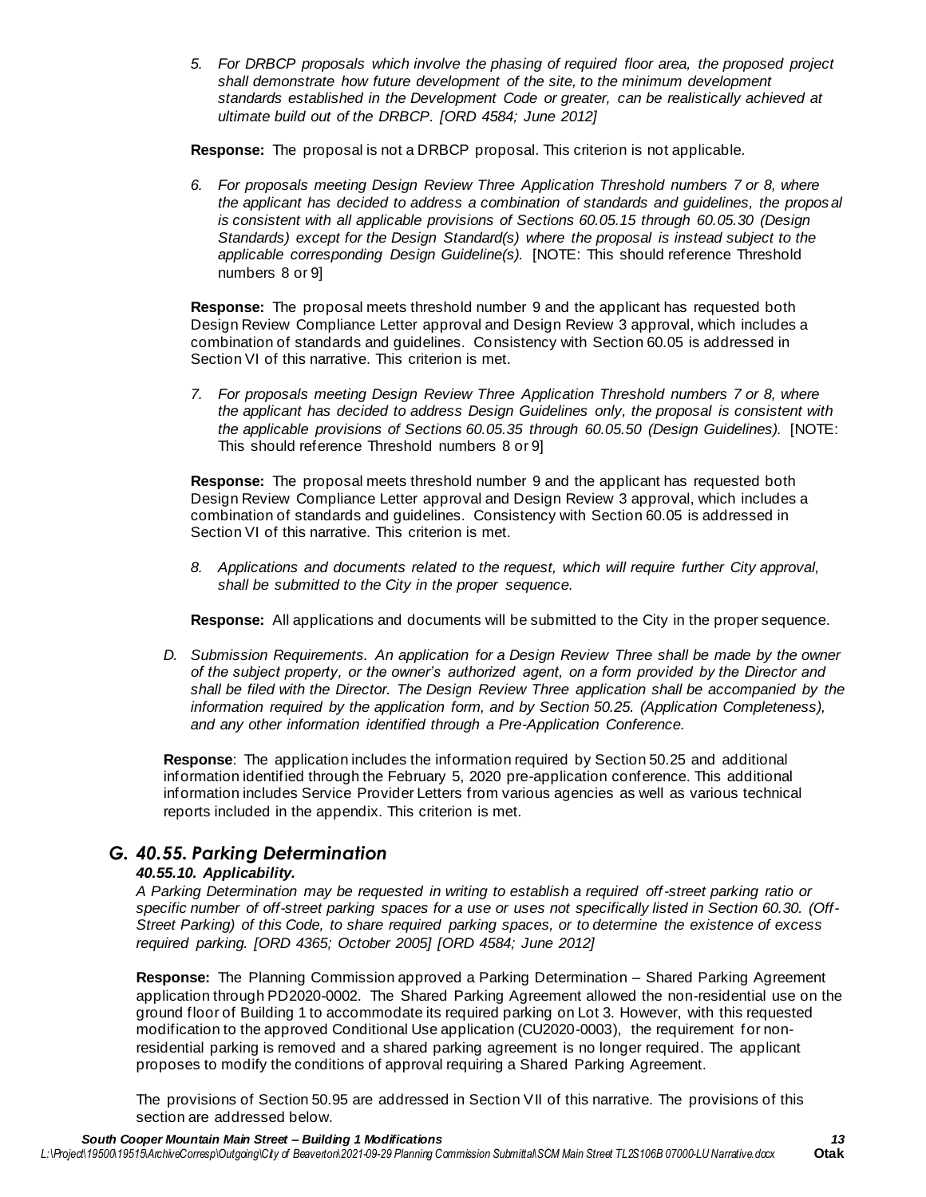*5. For DRBCP proposals which involve the phasing of required floor area, the proposed project shall demonstrate how future development of the site, to the minimum development standards established in the Development Code or greater, can be realistically achieved at ultimate build out of the DRBCP. [ORD 4584; June 2012]*

**Response:** The proposal is not a DRBCP proposal. This criterion is not applicable.

*6. For proposals meeting Design Review Three Application Threshold numbers 7 or 8, where the applicant has decided to address a combination of standards and guidelines, the proposal is consistent with all applicable provisions of Sections 60.05.15 through 60.05.30 (Design Standards) except for the Design Standard(s) where the proposal is instead subject to the applicable corresponding Design Guideline(s).* [NOTE: This should reference Threshold numbers 8 or 9]

**Response:** The proposal meets threshold number 9 and the applicant has requested both Design Review Compliance Letter approval and Design Review 3 approval, which includes a combination of standards and guidelines. Consistency with Section 60.05 is addressed in Section VI of this narrative. This criterion is met.

*7. For proposals meeting Design Review Three Application Threshold numbers 7 or 8, where the applicant has decided to address Design Guidelines only, the proposal is consistent with the applicable provisions of Sections 60.05.35 through 60.05.50 (Design Guidelines).* [NOTE: This should reference Threshold numbers 8 or 9]

**Response:** The proposal meets threshold number 9 and the applicant has requested both Design Review Compliance Letter approval and Design Review 3 approval, which includes a combination of standards and guidelines. Consistency with Section 60.05 is addressed in Section VI of this narrative. This criterion is met.

*8. Applications and documents related to the request, which will require further City approval, shall be submitted to the City in the proper sequence.*

**Response:** All applications and documents will be submitted to the City in the proper sequence.

*D. Submission Requirements. An application for a Design Review Three shall be made by the owner of the subject property, or the owner's authorized agent, on a form provided by the Director and shall be filed with the Director. The Design Review Three application shall be accompanied by the information required by the application form, and by Section 50.25. (Application Completeness), and any other information identified through a Pre-Application Conference.*

**Response**: The application includes the information required by Section 50.25 and additional information identified through the February 5, 2020 pre-application conference. This additional information includes Service Provider Letters from various agencies as well as various technical reports included in the appendix. This criterion is met.

## G. 40.55. Parking Determination

***40.55.10. Applicability.***

*A Parking Determination may be requested in writing to establish a required off-street parking ratio or specific number of off-street parking spaces for a use or uses not specifically listed in Section 60.30. (Off-Street Parking) of this Code, to share required parking spaces, or to determine the existence of excess required parking. [ORD 4365; October 2005] [ORD 4584; June 2012]*

**Response:** The Planning Commission approved a Parking Determination – Shared Parking Agreement application through PD2020-0002. The Shared Parking Agreement allowed the non-residential use on the ground floor of Building 1 to accommodate its required parking on Lot 3. However, with this requested modification to the approved Conditional Use application (CU2020-0003), the requirement for non-residential parking is removed and a shared parking agreement is no longer required. The applicant proposes to modify the conditions of approval requiring a Shared Parking Agreement.

The provisions of Section 50.95 are addressed in Section VII of this narrative. The provisions of this section are addressed below.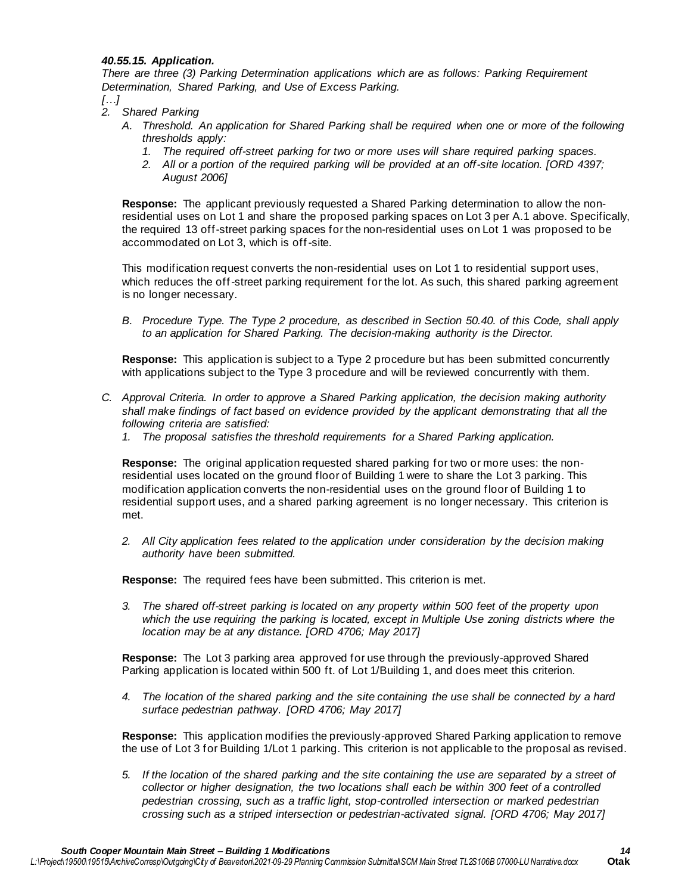***40.55.15. Application.***

*There are three (3) Parking Determination applications which are as follows: Parking Requirement Determination, Shared Parking, and Use of Excess Parking.*

*[…]*

2. *Shared Parking*
   - A. *Threshold. An application for Shared Parking shall be required when one or more of the following thresholds apply:*
     1. *The required off-street parking for two or more uses will share required parking spaces.*
     2. *All or a portion of the required parking will be provided at an off-site location. [ORD 4397; August 2006]*

   **Response:** The applicant previously requested a Shared Parking determination to allow the non-residential uses on Lot 1 and share the proposed parking spaces on Lot 3 per A.1 above. Specifically, the required 13 off-street parking spaces for the non-residential uses on Lot 1 was proposed to be accommodated on Lot 3, which is off-site.

   This modification request converts the non-residential uses on Lot 1 to residential support uses, which reduces the off-street parking requirement for the lot. As such, this shared parking agreement is no longer necessary.

   - B. *Procedure Type. The Type 2 procedure, as described in Section 50.40. of this Code, shall apply to an application for Shared Parking. The decision-making authority is the Director.*

   **Response:** This application is subject to a Type 2 procedure but has been submitted concurrently with applications subject to the Type 3 procedure and will be reviewed concurrently with them.

- C. *Approval Criteria. In order to approve a Shared Parking application, the decision making authority shall make findings of fact based on evidence provided by the applicant demonstrating that all the following criteria are satisfied:*
  1. *The proposal satisfies the threshold requirements for a Shared Parking application.*

  **Response:** The original application requested shared parking for two or more uses: the non-residential uses located on the ground floor of Building 1 were to share the Lot 3 parking. This modification application converts the non-residential uses on the ground floor of Building 1 to residential support uses, and a shared parking agreement is no longer necessary. This criterion is met.

  2. *All City application fees related to the application under consideration by the decision making authority have been submitted.*

  **Response:** The required fees have been submitted. This criterion is met.

  3. *The shared off-street parking is located on any property within 500 feet of the property upon which the use requiring the parking is located, except in Multiple Use zoning districts where the location may be at any distance. [ORD 4706; May 2017]*

  **Response:** The Lot 3 parking area approved for use through the previously-approved Shared Parking application is located within 500 ft. of Lot 1/Building 1, and does meet this criterion.

  4. *The location of the shared parking and the site containing the use shall be connected by a hard surface pedestrian pathway. [ORD 4706; May 2017]*

  **Response:** This application modifies the previously-approved Shared Parking application to remove the use of Lot 3 for Building 1/Lot 1 parking. This criterion is not applicable to the proposal as revised.

  5. *If the location of the shared parking and the site containing the use are separated by a street of collector or higher designation, the two locations shall each be within 300 feet of a controlled pedestrian crossing, such as a traffic light, stop-controlled intersection or marked pedestrian crossing such as a striped intersection or pedestrian-activated signal. [ORD 4706; May 2017]*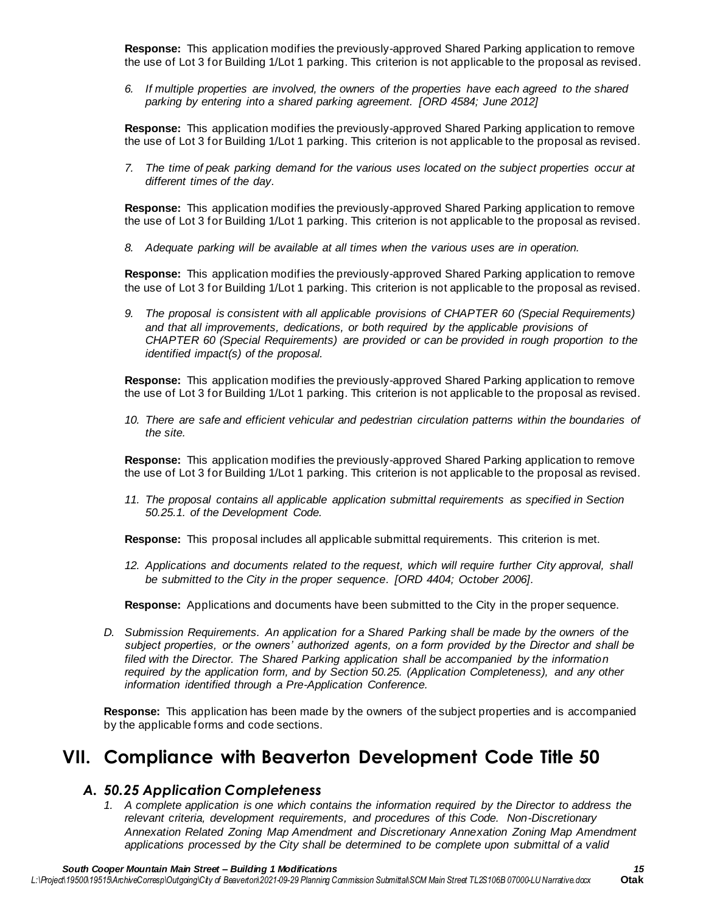**Response:** This application modifies the previously-approved Shared Parking application to remove the use of Lot 3 for Building 1/Lot 1 parking. This criterion is not applicable to the proposal as revised.

6. *If multiple properties are involved, the owners of the properties have each agreed to the shared parking by entering into a shared parking agreement. [ORD 4584; June 2012]*

**Response:** This application modifies the previously-approved Shared Parking application to remove the use of Lot 3 for Building 1/Lot 1 parking. This criterion is not applicable to the proposal as revised.

7. *The time of peak parking demand for the various uses located on the subject properties occur at different times of the day.*

**Response:** This application modifies the previously-approved Shared Parking application to remove the use of Lot 3 for Building 1/Lot 1 parking. This criterion is not applicable to the proposal as revised.

8. *Adequate parking will be available at all times when the various uses are in operation.*

**Response:** This application modifies the previously-approved Shared Parking application to remove the use of Lot 3 for Building 1/Lot 1 parking. This criterion is not applicable to the proposal as revised.

9. *The proposal is consistent with all applicable provisions of CHAPTER 60 (Special Requirements) and that all improvements, dedications, or both required by the applicable provisions of CHAPTER 60 (Special Requirements) are provided or can be provided in rough proportion to the identified impact(s) of the proposal.*

**Response:** This application modifies the previously-approved Shared Parking application to remove the use of Lot 3 for Building 1/Lot 1 parking. This criterion is not applicable to the proposal as revised.

10. *There are safe and efficient vehicular and pedestrian circulation patterns within the boundaries of the site.*

**Response:** This application modifies the previously-approved Shared Parking application to remove the use of Lot 3 for Building 1/Lot 1 parking. This criterion is not applicable to the proposal as revised.

11. *The proposal contains all applicable application submittal requirements as specified in Section 50.25.1. of the Development Code.*

**Response:** This proposal includes all applicable submittal requirements. This criterion is met.

12. *Applications and documents related to the request, which will require further City approval, shall be submitted to the City in the proper sequence. [ORD 4404; October 2006].*

**Response:** Applications and documents have been submitted to the City in the proper sequence.

D. *Submission Requirements. An application for a Shared Parking shall be made by the owners of the subject properties, or the owners' authorized agents, on a form provided by the Director and shall be filed with the Director. The Shared Parking application shall be accompanied by the information required by the application form, and by Section 50.25. (Application Completeness), and any other information identified through a Pre-Application Conference.*

**Response:** This application has been made by the owners of the subject properties and is accompanied by the applicable forms and code sections.

# VII. Compliance with Beaverton Development Code Title 50

## *A. 50.25 Application Completeness*

1. *A complete application is one which contains the information required by the Director to address the relevant criteria, development requirements, and procedures of this Code. Non-Discretionary Annexation Related Zoning Map Amendment and Discretionary Annexation Zoning Map Amendment applications processed by the City shall be determined to be complete upon submittal of a valid*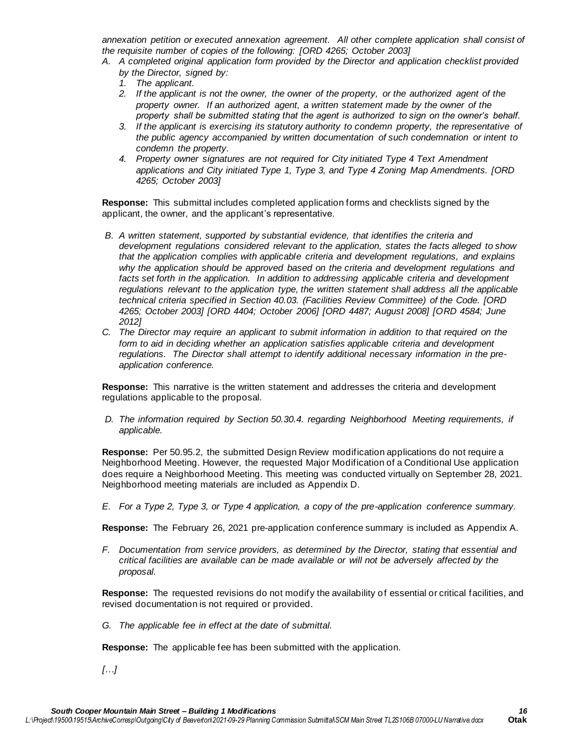*annexation petition or executed annexation agreement. All other complete application shall consist of the requisite number of copies of the following: [ORD 4265; October 2003]*

*A. A completed original application form provided by the Director and application checklist provided by the Director, signed by:*
   *1. The applicant.*
   *2. If the applicant is not the owner, the owner of the property, or the authorized agent of the property owner. If an authorized agent, a written statement made by the owner of the property shall be submitted stating that the agent is authorized to sign on the owner's behalf.*
   *3. If the applicant is exercising its statutory authority to condemn property, the representative of the public agency accompanied by written documentation of such condemnation or intent to condemn the property.*
   *4. Property owner signatures are not required for City initiated Type 4 Text Amendment applications and City initiated Type 1, Type 3, and Type 4 Zoning Map Amendments. [ORD 4265; October 2003]*

**Response:** This submittal includes completed application forms and checklists signed by the applicant, the owner, and the applicant's representative.

*B. A written statement, supported by substantial evidence, that identifies the criteria and development regulations considered relevant to the application, states the facts alleged to show that the application complies with applicable criteria and development regulations, and explains why the application should be approved based on the criteria and development regulations and facts set forth in the application. In addition to addressing applicable criteria and development regulations relevant to the application type, the written statement shall address all the applicable technical criteria specified in Section 40.03. (Facilities Review Committee) of the Code. [ORD 4265; October 2003] [ORD 4404; October 2006] [ORD 4487; August 2008] [ORD 4584; June 2012]*

*C. The Director may require an applicant to submit information in addition to that required on the form to aid in deciding whether an application satisfies applicable criteria and development regulations. The Director shall attempt to identify additional necessary information in the pre-application conference.*

**Response:** This narrative is the written statement and addresses the criteria and development regulations applicable to the proposal.

*D. The information required by Section 50.30.4. regarding Neighborhood Meeting requirements, if applicable.*

**Response:** Per 50.95.2, the submitted Design Review modification applications do not require a Neighborhood Meeting. However, the requested Major Modification of a Conditional Use application does require a Neighborhood Meeting. This meeting was conducted virtually on September 28, 2021. Neighborhood meeting materials are included as Appendix D.

*E. For a Type 2, Type 3, or Type 4 application, a copy of the pre-application conference summary.*

**Response:** The February 26, 2021 pre-application conference summary is included as Appendix A.

*F. Documentation from service providers, as determined by the Director, stating that essential and critical facilities are available can be made available or will not be adversely affected by the proposal.*

**Response:** The requested revisions do not modify the availability of essential or critical facilities, and revised documentation is not required or provided.

*G. The applicable fee in effect at the date of submittal.*

**Response:** The applicable fee has been submitted with the application.

*[…]*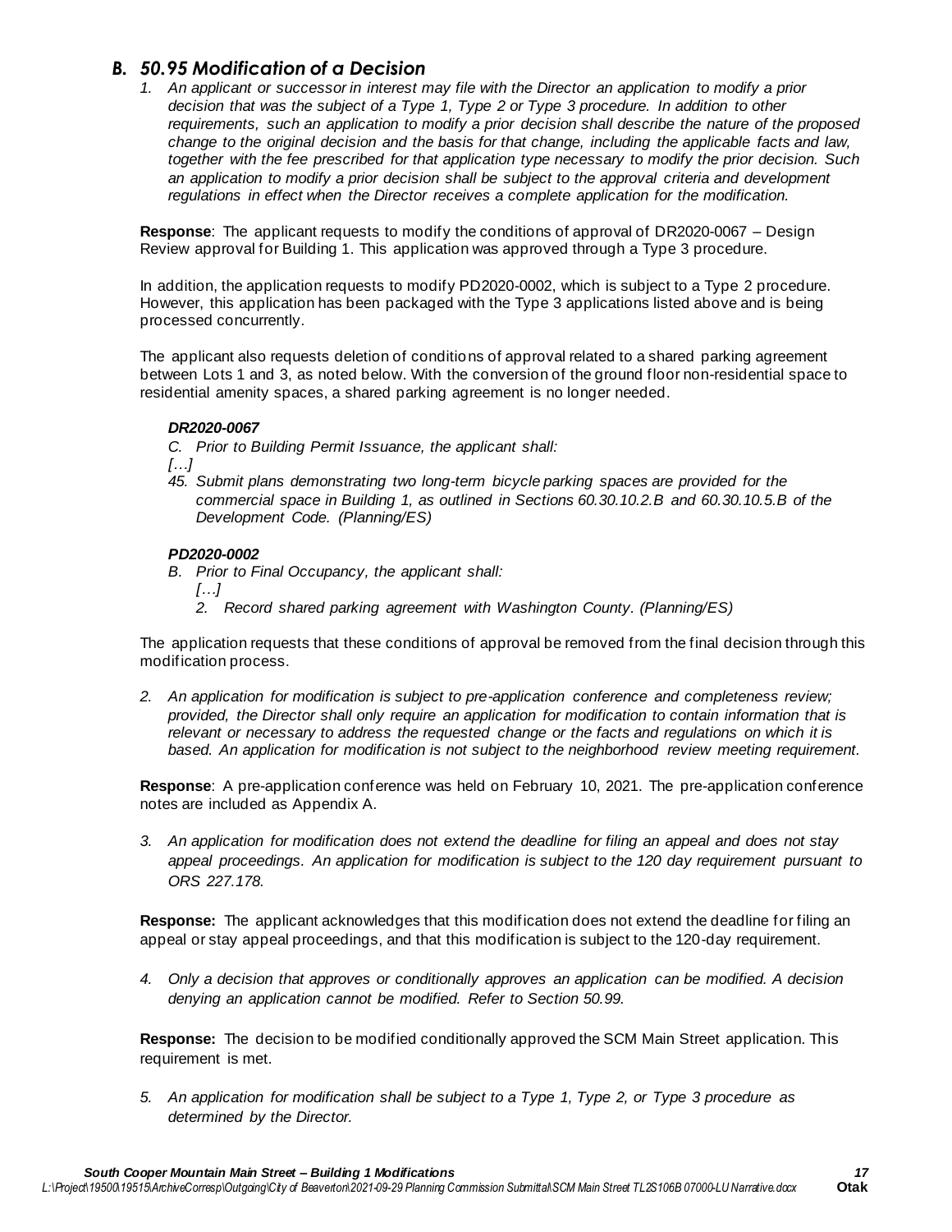## *B. 50.95 Modification of a Decision*

*1. An applicant or successor in interest may file with the Director an application to modify a prior decision that was the subject of a Type 1, Type 2 or Type 3 procedure. In addition to other requirements, such an application to modify a prior decision shall describe the nature of the proposed change to the original decision and the basis for that change, including the applicable facts and law, together with the fee prescribed for that application type necessary to modify the prior decision. Such an application to modify a prior decision shall be subject to the approval criteria and development regulations in effect when the Director receives a complete application for the modification.*

**Response**: The applicant requests to modify the conditions of approval of DR2020-0067 – Design Review approval for Building 1. This application was approved through a Type 3 procedure.

In addition, the application requests to modify PD2020-0002, which is subject to a Type 2 procedure. However, this application has been packaged with the Type 3 applications listed above and is being processed concurrently.

The applicant also requests deletion of conditions of approval related to a shared parking agreement between Lots 1 and 3, as noted below. With the conversion of the ground floor non-residential space to residential amenity spaces, a shared parking agreement is no longer needed.

***DR2020-0067***

*C. Prior to Building Permit Issuance, the applicant shall:*

*[…]*

*45. Submit plans demonstrating two long-term bicycle parking spaces are provided for the commercial space in Building 1, as outlined in Sections 60.30.10.2.B and 60.30.10.5.B of the Development Code. (Planning/ES)*

***PD2020-0002***

*B. Prior to Final Occupancy, the applicant shall:*

*[…]*

*2. Record shared parking agreement with Washington County. (Planning/ES)*

The application requests that these conditions of approval be removed from the final decision through this modification process.

*2. An application for modification is subject to pre-application conference and completeness review; provided, the Director shall only require an application for modification to contain information that is relevant or necessary to address the requested change or the facts and regulations on which it is based. An application for modification is not subject to the neighborhood review meeting requirement.*

**Response**: A pre-application conference was held on February 10, 2021. The pre-application conference notes are included as Appendix A.

*3. An application for modification does not extend the deadline for filing an appeal and does not stay appeal proceedings. An application for modification is subject to the 120 day requirement pursuant to ORS 227.178.*

**Response:** The applicant acknowledges that this modification does not extend the deadline for filing an appeal or stay appeal proceedings, and that this modification is subject to the 120-day requirement.

*4. Only a decision that approves or conditionally approves an application can be modified. A decision denying an application cannot be modified. Refer to Section 50.99.*

**Response:** The decision to be modified conditionally approved the SCM Main Street application. This requirement is met.

*5. An application for modification shall be subject to a Type 1, Type 2, or Type 3 procedure as determined by the Director.*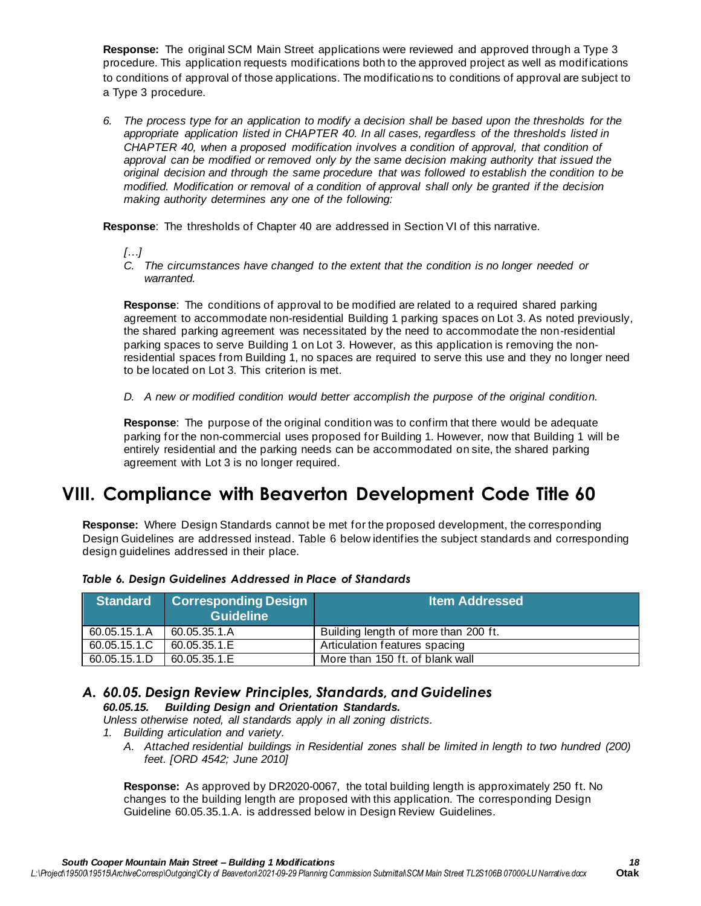**Response:** The original SCM Main Street applications were reviewed and approved through a Type 3 procedure. This application requests modifications both to the approved project as well as modifications to conditions of approval of those applications. The modifications to conditions of approval are subject to a Type 3 procedure.

6. *The process type for an application to modify a decision shall be based upon the thresholds for the appropriate application listed in CHAPTER 40. In all cases, regardless of the thresholds listed in CHAPTER 40, when a proposed modification involves a condition of approval, that condition of approval can be modified or removed only by the same decision making authority that issued the original decision and through the same procedure that was followed to establish the condition to be modified. Modification or removal of a condition of approval shall only be granted if the decision making authority determines any one of the following:*

**Response**: The thresholds of Chapter 40 are addressed in Section VI of this narrative.

*[…]*

C. *The circumstances have changed to the extent that the condition is no longer needed or warranted.*

**Response**: The conditions of approval to be modified are related to a required shared parking agreement to accommodate non-residential Building 1 parking spaces on Lot 3. As noted previously, the shared parking agreement was necessitated by the need to accommodate the non-residential parking spaces to serve Building 1 on Lot 3. However, as this application is removing the non-residential spaces from Building 1, no spaces are required to serve this use and they no longer need to be located on Lot 3. This criterion is met.

D. *A new or modified condition would better accomplish the purpose of the original condition.*

**Response**: The purpose of the original condition was to confirm that there would be adequate parking for the non-commercial uses proposed for Building 1. However, now that Building 1 will be entirely residential and the parking needs can be accommodated on site, the shared parking agreement with Lot 3 is no longer required.

# VIII. Compliance with Beaverton Development Code Title 60

**Response:** Where Design Standards cannot be met for the proposed development, the corresponding Design Guidelines are addressed instead. Table 6 below identifies the subject standards and corresponding design guidelines addressed in their place.

***Table 6. Design Guidelines Addressed in Place of Standards***

| Standard | Corresponding Design Guideline | Item Addressed |
| --- | --- | --- |
| 60.05.15.1.A | 60.05.35.1.A | Building length of more than 200 ft. |
| 60.05.15.1.C | 60.05.35.1.E | Articulation features spacing |
| 60.05.15.1.D | 60.05.35.1.E | More than 150 ft. of blank wall |

## *A. 60.05. Design Review Principles, Standards, and Guidelines*

***60.05.15. Building Design and Orientation Standards.***

*Unless otherwise noted, all standards apply in all zoning districts.*

1. *Building articulation and variety.*
   A. *Attached residential buildings in Residential zones shall be limited in length to two hundred (200) feet. [ORD 4542; June 2010]*

**Response:** As approved by DR2020-0067, the total building length is approximately 250 ft. No changes to the building length are proposed with this application. The corresponding Design Guideline 60.05.35.1.A. is addressed below in Design Review Guidelines.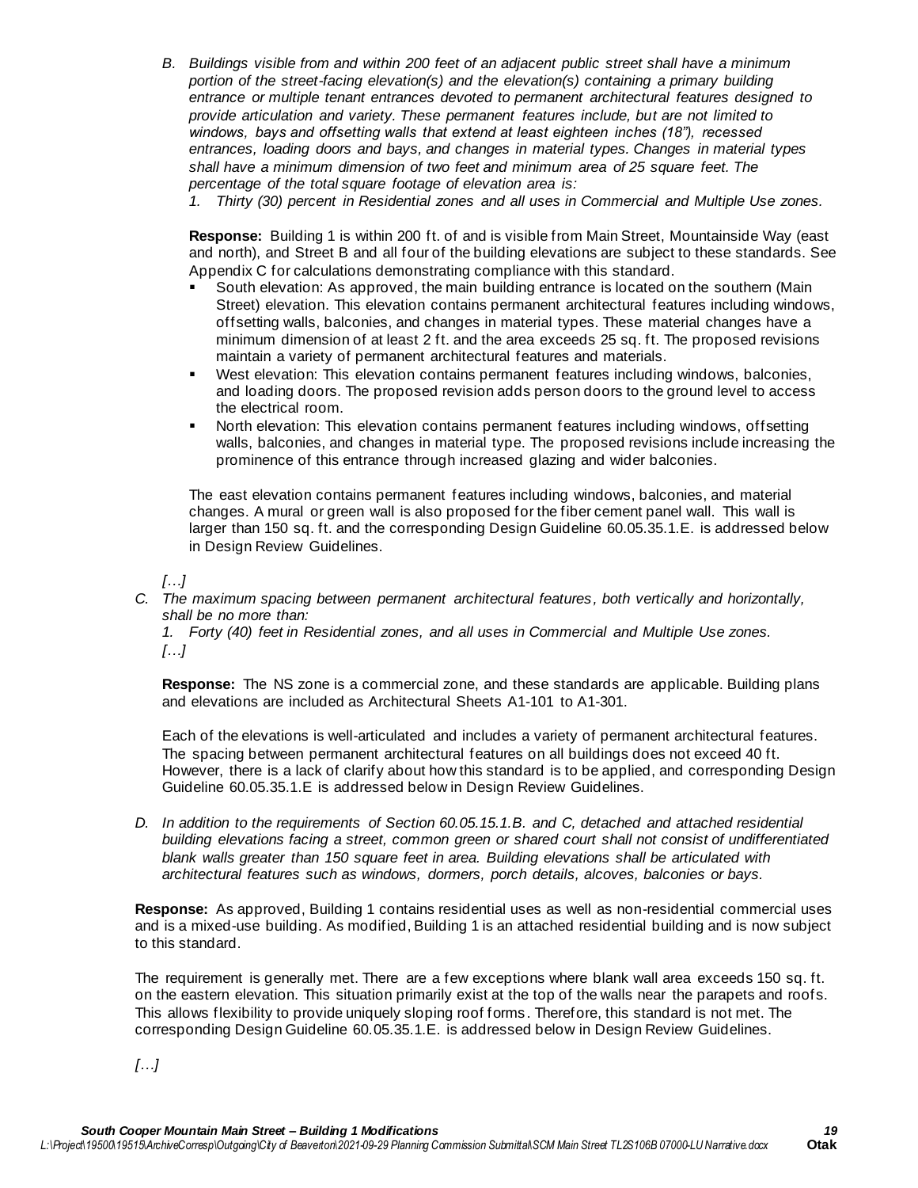*B. Buildings visible from and within 200 feet of an adjacent public street shall have a minimum portion of the street-facing elevation(s) and the elevation(s) containing a primary building entrance or multiple tenant entrances devoted to permanent architectural features designed to provide articulation and variety. These permanent features include, but are not limited to windows, bays and offsetting walls that extend at least eighteen inches (18"), recessed entrances, loading doors and bays, and changes in material types. Changes in material types shall have a minimum dimension of two feet and minimum area of 25 square feet. The percentage of the total square footage of elevation area is:*

*1. Thirty (30) percent in Residential zones and all uses in Commercial and Multiple Use zones.*

**Response:** Building 1 is within 200 ft. of and is visible from Main Street, Mountainside Way (east and north), and Street B and all four of the building elevations are subject to these standards. See Appendix C for calculations demonstrating compliance with this standard.

- South elevation: As approved, the main building entrance is located on the southern (Main Street) elevation. This elevation contains permanent architectural features including windows, offsetting walls, balconies, and changes in material types. These material changes have a minimum dimension of at least 2 ft. and the area exceeds 25 sq. ft. The proposed revisions maintain a variety of permanent architectural features and materials.
- West elevation: This elevation contains permanent features including windows, balconies, and loading doors. The proposed revision adds person doors to the ground level to access the electrical room.
- North elevation: This elevation contains permanent features including windows, offsetting walls, balconies, and changes in material type. The proposed revisions include increasing the prominence of this entrance through increased glazing and wider balconies.

The east elevation contains permanent features including windows, balconies, and material changes. A mural or green wall is also proposed for the fiber cement panel wall. This wall is larger than 150 sq. ft. and the corresponding Design Guideline 60.05.35.1.E. is addressed below in Design Review Guidelines.

*[…]*

*C. The maximum spacing between permanent architectural features, both vertically and horizontally, shall be no more than:*

*1. Forty (40) feet in Residential zones, and all uses in Commercial and Multiple Use zones.*
*[…]*

**Response:** The NS zone is a commercial zone, and these standards are applicable. Building plans and elevations are included as Architectural Sheets A1-101 to A1-301.

Each of the elevations is well-articulated and includes a variety of permanent architectural features. The spacing between permanent architectural features on all buildings does not exceed 40 ft. However, there is a lack of clarify about how this standard is to be applied, and corresponding Design Guideline 60.05.35.1.E is addressed below in Design Review Guidelines.

*D. In addition to the requirements of Section 60.05.15.1.B. and C, detached and attached residential building elevations facing a street, common green or shared court shall not consist of undifferentiated blank walls greater than 150 square feet in area. Building elevations shall be articulated with architectural features such as windows, dormers, porch details, alcoves, balconies or bays.*

**Response:** As approved, Building 1 contains residential uses as well as non-residential commercial uses and is a mixed-use building. As modified, Building 1 is an attached residential building and is now subject to this standard.

The requirement is generally met. There are a few exceptions where blank wall area exceeds 150 sq. ft. on the eastern elevation. This situation primarily exist at the top of the walls near the parapets and roofs. This allows flexibility to provide uniquely sloping roof forms. Therefore, this standard is not met. The corresponding Design Guideline 60.05.35.1.E. is addressed below in Design Review Guidelines.

*[…]*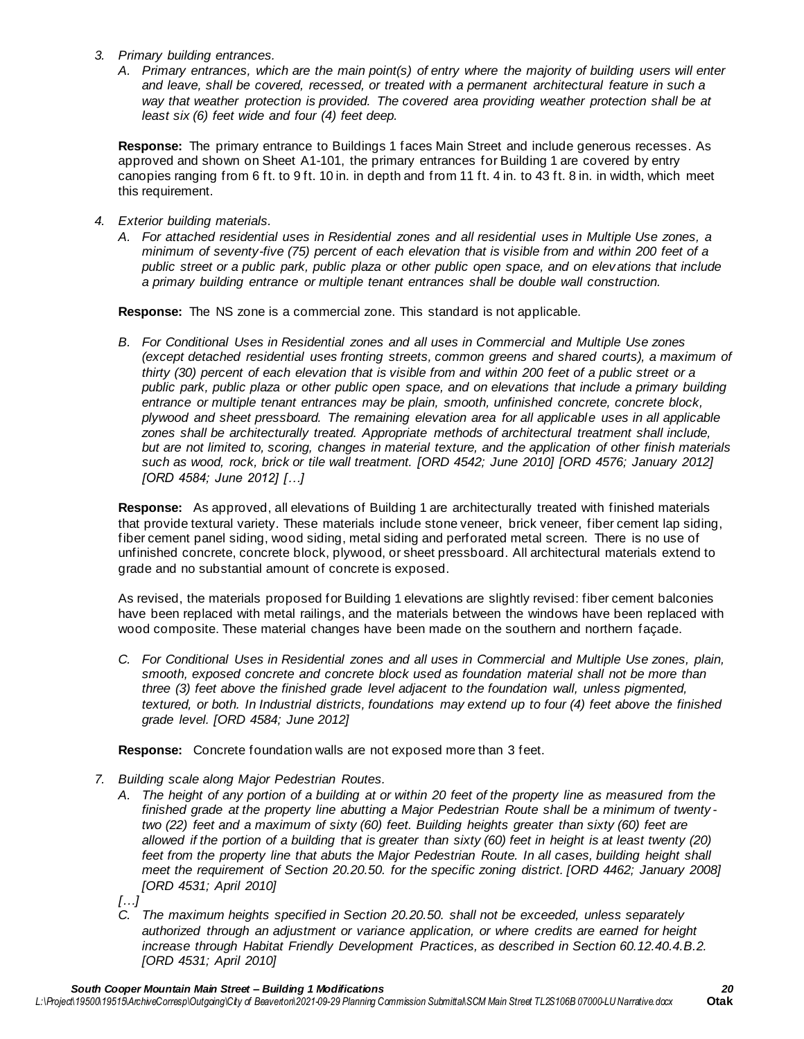3. *Primary building entrances.*
   A. *Primary entrances, which are the main point(s) of entry where the majority of building users will enter and leave, shall be covered, recessed, or treated with a permanent architectural feature in such a way that weather protection is provided. The covered area providing weather protection shall be at least six (6) feet wide and four (4) feet deep.*

**Response:** The primary entrance to Buildings 1 faces Main Street and include generous recesses. As approved and shown on Sheet A1-101, the primary entrances for Building 1 are covered by entry canopies ranging from 6 ft. to 9 ft. 10 in. in depth and from 11 ft. 4 in. to 43 ft. 8 in. in width, which meet this requirement.

4. *Exterior building materials.*
   A. *For attached residential uses in Residential zones and all residential uses in Multiple Use zones, a minimum of seventy-five (75) percent of each elevation that is visible from and within 200 feet of a public street or a public park, public plaza or other public open space, and on elevations that include a primary building entrance or multiple tenant entrances shall be double wall construction.*

**Response:** The NS zone is a commercial zone. This standard is not applicable.

   B. *For Conditional Uses in Residential zones and all uses in Commercial and Multiple Use zones (except detached residential uses fronting streets, common greens and shared courts), a maximum of thirty (30) percent of each elevation that is visible from and within 200 feet of a public street or a public park, public plaza or other public open space, and on elevations that include a primary building entrance or multiple tenant entrances may be plain, smooth, unfinished concrete, concrete block, plywood and sheet pressboard. The remaining elevation area for all applicable uses in all applicable zones shall be architecturally treated. Appropriate methods of architectural treatment shall include, but are not limited to, scoring, changes in material texture, and the application of other finish materials such as wood, rock, brick or tile wall treatment. [ORD 4542; June 2010] [ORD 4576; January 2012] [ORD 4584; June 2012] […]*

**Response:** As approved, all elevations of Building 1 are architecturally treated with finished materials that provide textural variety. These materials include stone veneer, brick veneer, fiber cement lap siding, fiber cement panel siding, wood siding, metal siding and perforated metal screen. There is no use of unfinished concrete, concrete block, plywood, or sheet pressboard. All architectural materials extend to grade and no substantial amount of concrete is exposed.

As revised, the materials proposed for Building 1 elevations are slightly revised: fiber cement balconies have been replaced with metal railings, and the materials between the windows have been replaced with wood composite. These material changes have been made on the southern and northern façade.

   C. *For Conditional Uses in Residential zones and all uses in Commercial and Multiple Use zones, plain, smooth, exposed concrete and concrete block used as foundation material shall not be more than three (3) feet above the finished grade level adjacent to the foundation wall, unless pigmented, textured, or both. In Industrial districts, foundations may extend up to four (4) feet above the finished grade level. [ORD 4584; June 2012]*

**Response:** Concrete foundation walls are not exposed more than 3 feet.

7. *Building scale along Major Pedestrian Routes.*
   A. *The height of any portion of a building at or within 20 feet of the property line as measured from the finished grade at the property line abutting a Major Pedestrian Route shall be a minimum of twenty-two (22) feet and a maximum of sixty (60) feet. Building heights greater than sixty (60) feet are allowed if the portion of a building that is greater than sixty (60) feet in height is at least twenty (20) feet from the property line that abuts the Major Pedestrian Route. In all cases, building height shall meet the requirement of Section 20.20.50. for the specific zoning district. [ORD 4462; January 2008] [ORD 4531; April 2010]*

   *[…]*

   C. *The maximum heights specified in Section 20.20.50. shall not be exceeded, unless separately authorized through an adjustment or variance application, or where credits are earned for height increase through Habitat Friendly Development Practices, as described in Section 60.12.40.4.B.2. [ORD 4531; April 2010]*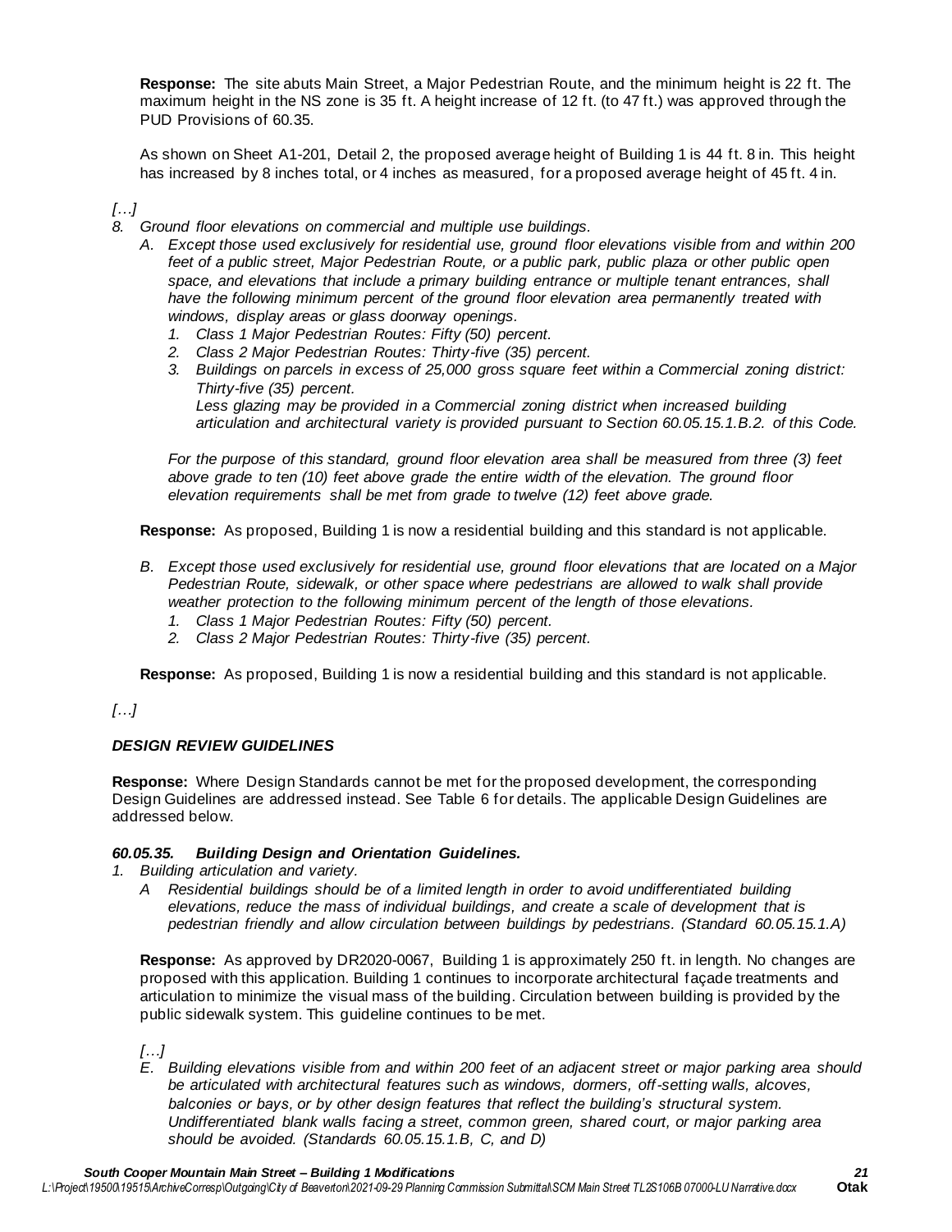**Response:** The site abuts Main Street, a Major Pedestrian Route, and the minimum height is 22 ft. The maximum height in the NS zone is 35 ft. A height increase of 12 ft. (to 47 ft.) was approved through the PUD Provisions of 60.35.

As shown on Sheet A1-201, Detail 2, the proposed average height of Building 1 is 44 ft. 8 in. This height has increased by 8 inches total, or 4 inches as measured, for a proposed average height of 45 ft. 4 in.

*[…]*

8. *Ground floor elevations on commercial and multiple use buildings.*
   A. *Except those used exclusively for residential use, ground floor elevations visible from and within 200 feet of a public street, Major Pedestrian Route, or a public park, public plaza or other public open space, and elevations that include a primary building entrance or multiple tenant entrances, shall have the following minimum percent of the ground floor elevation area permanently treated with windows, display areas or glass doorway openings.*
      1. *Class 1 Major Pedestrian Routes: Fifty (50) percent.*
      2. *Class 2 Major Pedestrian Routes: Thirty-five (35) percent.*
      3. *Buildings on parcels in excess of 25,000 gross square feet within a Commercial zoning district: Thirty-five (35) percent.*
         *Less glazing may be provided in a Commercial zoning district when increased building articulation and architectural variety is provided pursuant to Section 60.05.15.1.B.2. of this Code.*

   *For the purpose of this standard, ground floor elevation area shall be measured from three (3) feet above grade to ten (10) feet above grade the entire width of the elevation. The ground floor elevation requirements shall be met from grade to twelve (12) feet above grade.*

**Response:** As proposed, Building 1 is now a residential building and this standard is not applicable.

   B. *Except those used exclusively for residential use, ground floor elevations that are located on a Major Pedestrian Route, sidewalk, or other space where pedestrians are allowed to walk shall provide weather protection to the following minimum percent of the length of those elevations.*
      1. *Class 1 Major Pedestrian Routes: Fifty (50) percent.*
      2. *Class 2 Major Pedestrian Routes: Thirty-five (35) percent.*

**Response:** As proposed, Building 1 is now a residential building and this standard is not applicable.

*[…]*

### *DESIGN REVIEW GUIDELINES*

**Response:** Where Design Standards cannot be met for the proposed development, the corresponding Design Guidelines are addressed instead. See Table 6 for details. The applicable Design Guidelines are addressed below.

#### *60.05.35. Building Design and Orientation Guidelines.*

1. *Building articulation and variety.*
   A *Residential buildings should be of a limited length in order to avoid undifferentiated building elevations, reduce the mass of individual buildings, and create a scale of development that is pedestrian friendly and allow circulation between buildings by pedestrians. (Standard 60.05.15.1.A)*

**Response:** As approved by DR2020-0067, Building 1 is approximately 250 ft. in length. No changes are proposed with this application. Building 1 continues to incorporate architectural façade treatments and articulation to minimize the visual mass of the building. Circulation between building is provided by the public sidewalk system. This guideline continues to be met.

*[…]*

   E. *Building elevations visible from and within 200 feet of an adjacent street or major parking area should be articulated with architectural features such as windows, dormers, off-setting walls, alcoves, balconies or bays, or by other design features that reflect the building's structural system. Undifferentiated blank walls facing a street, common green, shared court, or major parking area should be avoided. (Standards 60.05.15.1.B, C, and D)*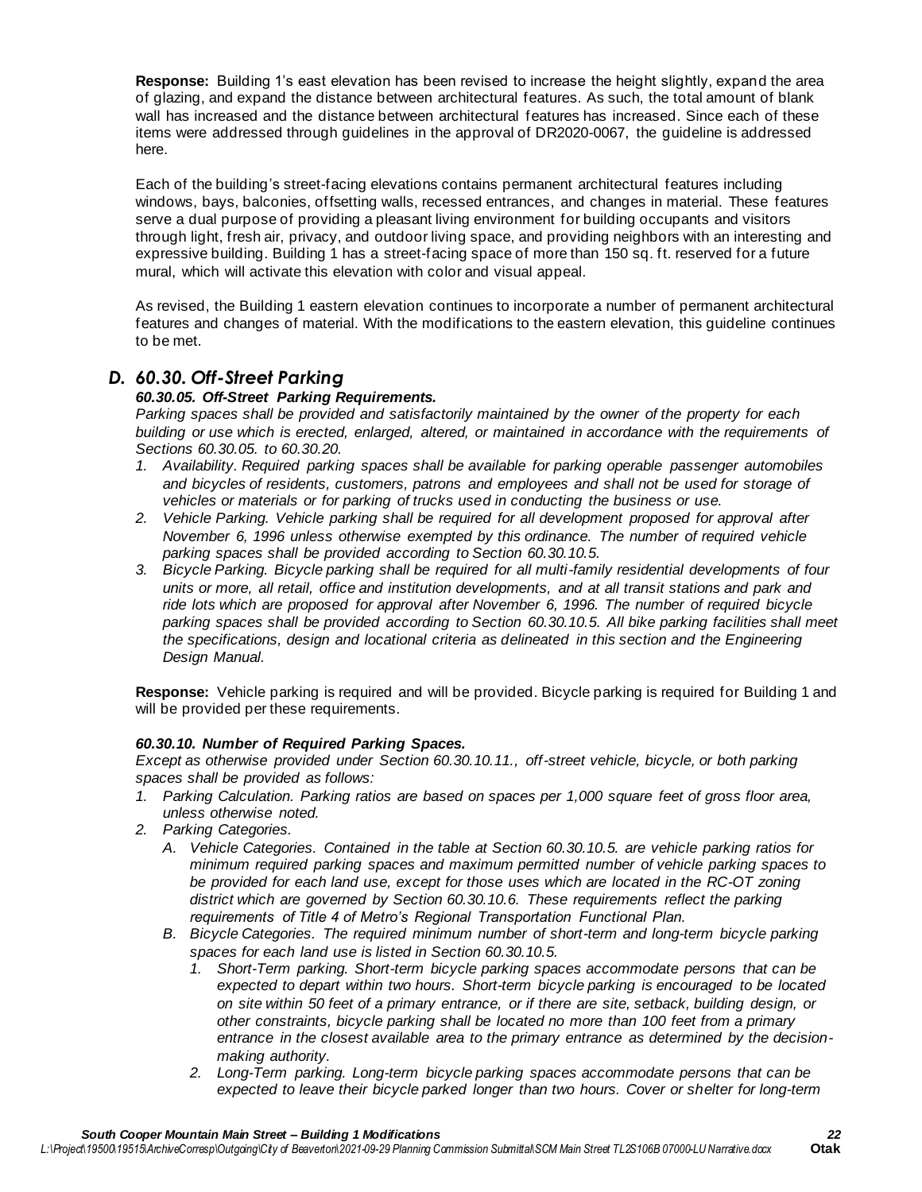**Response:** Building 1's east elevation has been revised to increase the height slightly, expand the area of glazing, and expand the distance between architectural features. As such, the total amount of blank wall has increased and the distance between architectural features has increased. Since each of these items were addressed through guidelines in the approval of DR2020-0067, the guideline is addressed here.

Each of the building's street-facing elevations contains permanent architectural features including windows, bays, balconies, offsetting walls, recessed entrances, and changes in material. These features serve a dual purpose of providing a pleasant living environment for building occupants and visitors through light, fresh air, privacy, and outdoor living space, and providing neighbors with an interesting and expressive building. Building 1 has a street-facing space of more than 150 sq. ft. reserved for a future mural, which will activate this elevation with color and visual appeal.

As revised, the Building 1 eastern elevation continues to incorporate a number of permanent architectural features and changes of material. With the modifications to the eastern elevation, this guideline continues to be met.

## D. 60.30. Off-Street Parking

***60.30.05. Off-Street Parking Requirements.***

*Parking spaces shall be provided and satisfactorily maintained by the owner of the property for each building or use which is erected, enlarged, altered, or maintained in accordance with the requirements of Sections 60.30.05. to 60.30.20.*

1. *Availability. Required parking spaces shall be available for parking operable passenger automobiles and bicycles of residents, customers, patrons and employees and shall not be used for storage of vehicles or materials or for parking of trucks used in conducting the business or use.*
2. *Vehicle Parking. Vehicle parking shall be required for all development proposed for approval after November 6, 1996 unless otherwise exempted by this ordinance. The number of required vehicle parking spaces shall be provided according to Section 60.30.10.5.*
3. *Bicycle Parking. Bicycle parking shall be required for all multi-family residential developments of four units or more, all retail, office and institution developments, and at all transit stations and park and ride lots which are proposed for approval after November 6, 1996. The number of required bicycle parking spaces shall be provided according to Section 60.30.10.5. All bike parking facilities shall meet the specifications, design and locational criteria as delineated in this section and the Engineering Design Manual.*

**Response:** Vehicle parking is required and will be provided. Bicycle parking is required for Building 1 and will be provided per these requirements.

***60.30.10. Number of Required Parking Spaces.***

*Except as otherwise provided under Section 60.30.10.11., off-street vehicle, bicycle, or both parking spaces shall be provided as follows:*

1. *Parking Calculation. Parking ratios are based on spaces per 1,000 square feet of gross floor area, unless otherwise noted.*
2. *Parking Categories.*
   - A. *Vehicle Categories. Contained in the table at Section 60.30.10.5. are vehicle parking ratios for minimum required parking spaces and maximum permitted number of vehicle parking spaces to be provided for each land use, except for those uses which are located in the RC-OT zoning district which are governed by Section 60.30.10.6. These requirements reflect the parking requirements of Title 4 of Metro's Regional Transportation Functional Plan.*
   - B. *Bicycle Categories. The required minimum number of short-term and long-term bicycle parking spaces for each land use is listed in Section 60.30.10.5.*
     1. *Short-Term parking. Short-term bicycle parking spaces accommodate persons that can be expected to depart within two hours. Short-term bicycle parking is encouraged to be located on site within 50 feet of a primary entrance, or if there are site, setback, building design, or other constraints, bicycle parking shall be located no more than 100 feet from a primary entrance in the closest available area to the primary entrance as determined by the decision-making authority.*
     2. *Long-Term parking. Long-term bicycle parking spaces accommodate persons that can be expected to leave their bicycle parked longer than two hours. Cover or shelter for long-term*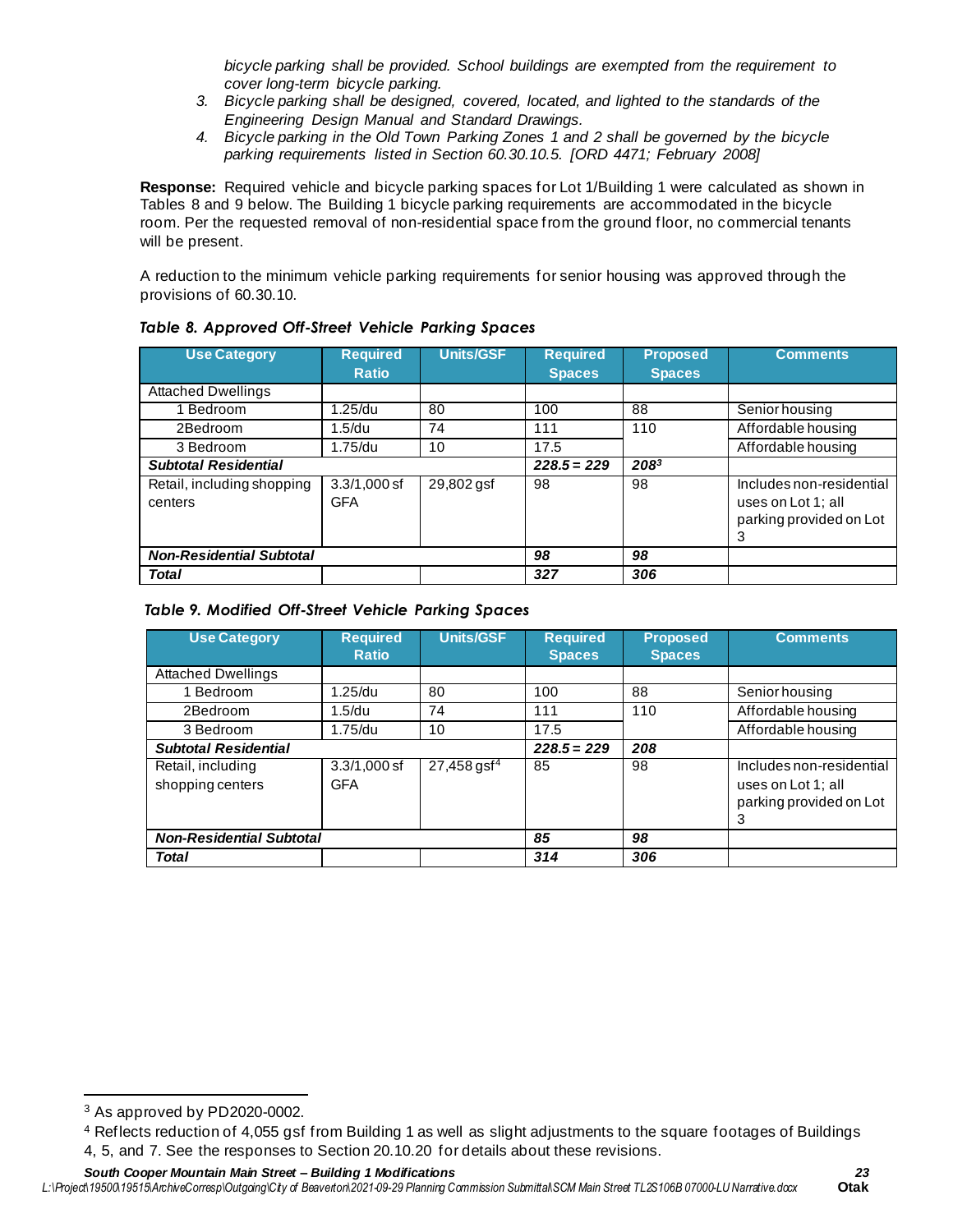*bicycle parking shall be provided. School buildings are exempted from the requirement to cover long-term bicycle parking.*

3. *Bicycle parking shall be designed, covered, located, and lighted to the standards of the Engineering Design Manual and Standard Drawings.*
4. *Bicycle parking in the Old Town Parking Zones 1 and 2 shall be governed by the bicycle parking requirements listed in Section 60.30.10.5. [ORD 4471; February 2008]*

**Response:** Required vehicle and bicycle parking spaces for Lot 1/Building 1 were calculated as shown in Tables 8 and 9 below. The Building 1 bicycle parking requirements are accommodated in the bicycle room. Per the requested removal of non-residential space from the ground floor, no commercial tenants will be present.

A reduction to the minimum vehicle parking requirements for senior housing was approved through the provisions of 60.30.10.

***Table 8. Approved Off-Street Vehicle Parking Spaces***

| Use Category | Required Ratio | Units/GSF | Required Spaces | Proposed Spaces | Comments |
|---|---|---|---|---|---|
| Attached Dwellings | | | | | |
| 1 Bedroom | 1.25/du | 80 | 100 | 88 | Senior housing |
| 2Bedroom | 1.5/du | 74 | 111 | 110 | Affordable housing |
| 3 Bedroom | 1.75/du | 10 | 17.5 | | Affordable housing |
| ***Subtotal Residential*** | | | ***228.5 = 229*** | ***208[3]*** | |
| Retail, including shopping centers | 3.3/1,000 sf GFA | 29,802 gsf | 98 | 98 | Includes non-residential uses on Lot 1; all parking provided on Lot 3 |
| ***Non-Residential Subtotal*** | | | ***98*** | ***98*** | |
| ***Total*** | | | ***327*** | ***306*** | |

***Table 9. Modified Off-Street Vehicle Parking Spaces***

| Use Category | Required Ratio | Units/GSF | Required Spaces | Proposed Spaces | Comments |
|---|---|---|---|---|---|
| Attached Dwellings | | | | | |
| 1 Bedroom | 1.25/du | 80 | 100 | 88 | Senior housing |
| 2Bedroom | 1.5/du | 74 | 111 | 110 | Affordable housing |
| 3 Bedroom | 1.75/du | 10 | 17.5 | | Affordable housing |
| ***Subtotal Residential*** | | | ***228.5 = 229*** | ***208*** | |
| Retail, including shopping centers | 3.3/1,000 sf GFA | 27,458 gsf[4] | 85 | 98 | Includes non-residential uses on Lot 1; all parking provided on Lot 3 |
| ***Non-Residential Subtotal*** | | | ***85*** | ***98*** | |
| ***Total*** | | | ***314*** | ***306*** | |

[3] As approved by PD2020-0002.

[4] Reflects reduction of 4,055 gsf from Building 1 as well as slight adjustments to the square footages of Buildings 4, 5, and 7. See the responses to Section 20.10.20 for details about these revisions.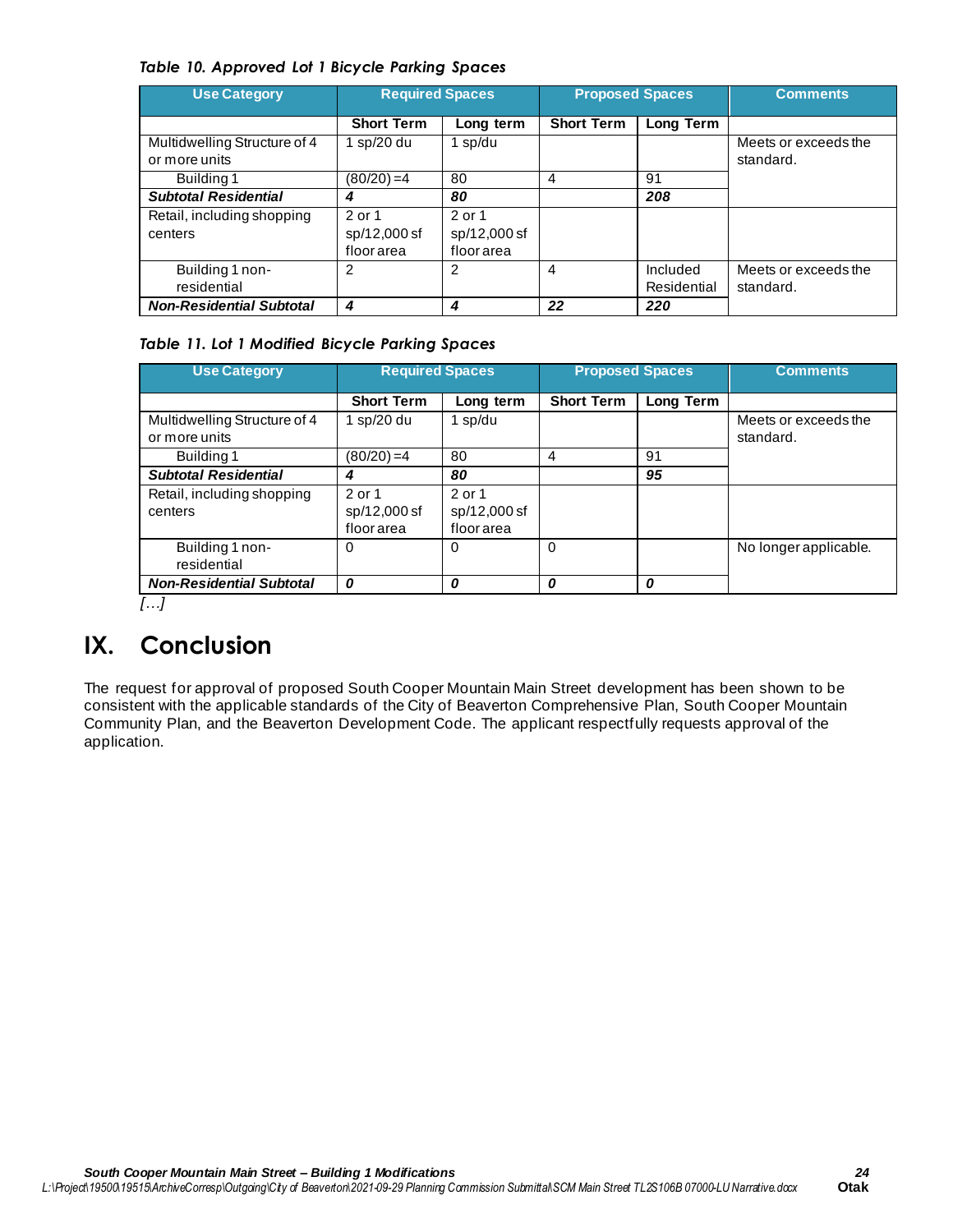*Table 10. Approved Lot 1 Bicycle Parking Spaces*

| Use Category | Required Spaces | | Proposed Spaces | | Comments |
|---|---|---|---|---|---|
| | **Short Term** | **Long term** | **Short Term** | **Long Term** | |
| Multidwelling Structure of 4 or more units | 1 sp/20 du | 1 sp/du | | | Meets or exceeds the standard. |
| Building 1 | (80/20) =4 | 80 | 4 | 91 | |
| ***Subtotal Residential*** | ***4*** | ***80*** | | ***208*** | |
| Retail, including shopping centers | 2 or 1 sp/12,000 sf floor area | 2 or 1 sp/12,000 sf floor area | | | |
| Building 1 non-residential | 2 | 2 | 4 | Included Residential | Meets or exceeds the standard. |
| ***Non-Residential Subtotal*** | ***4*** | ***4*** | ***22*** | ***220*** | |

*Table 11. Lot 1 Modified Bicycle Parking Spaces*

| Use Category | Required Spaces | | Proposed Spaces | | Comments |
|---|---|---|---|---|---|
| | **Short Term** | **Long term** | **Short Term** | **Long Term** | |
| Multidwelling Structure of 4 or more units | 1 sp/20 du | 1 sp/du | | | Meets or exceeds the standard. |
| Building 1 | (80/20) =4 | 80 | 4 | 91 | |
| ***Subtotal Residential*** | ***4*** | ***80*** | | ***95*** | |
| Retail, including shopping centers | 2 or 1 sp/12,000 sf floor area | 2 or 1 sp/12,000 sf floor area | | | |
| Building 1 non-residential | 0 | 0 | 0 | | No longer applicable. |
| ***Non-Residential Subtotal*** | ***0*** | ***0*** | ***0*** | ***0*** | |

*[…]*

# IX. Conclusion

The request for approval of proposed South Cooper Mountain Main Street development has been shown to be consistent with the applicable standards of the City of Beaverton Comprehensive Plan, South Cooper Mountain Community Plan, and the Beaverton Development Code. The applicant respectfully requests approval of the application.